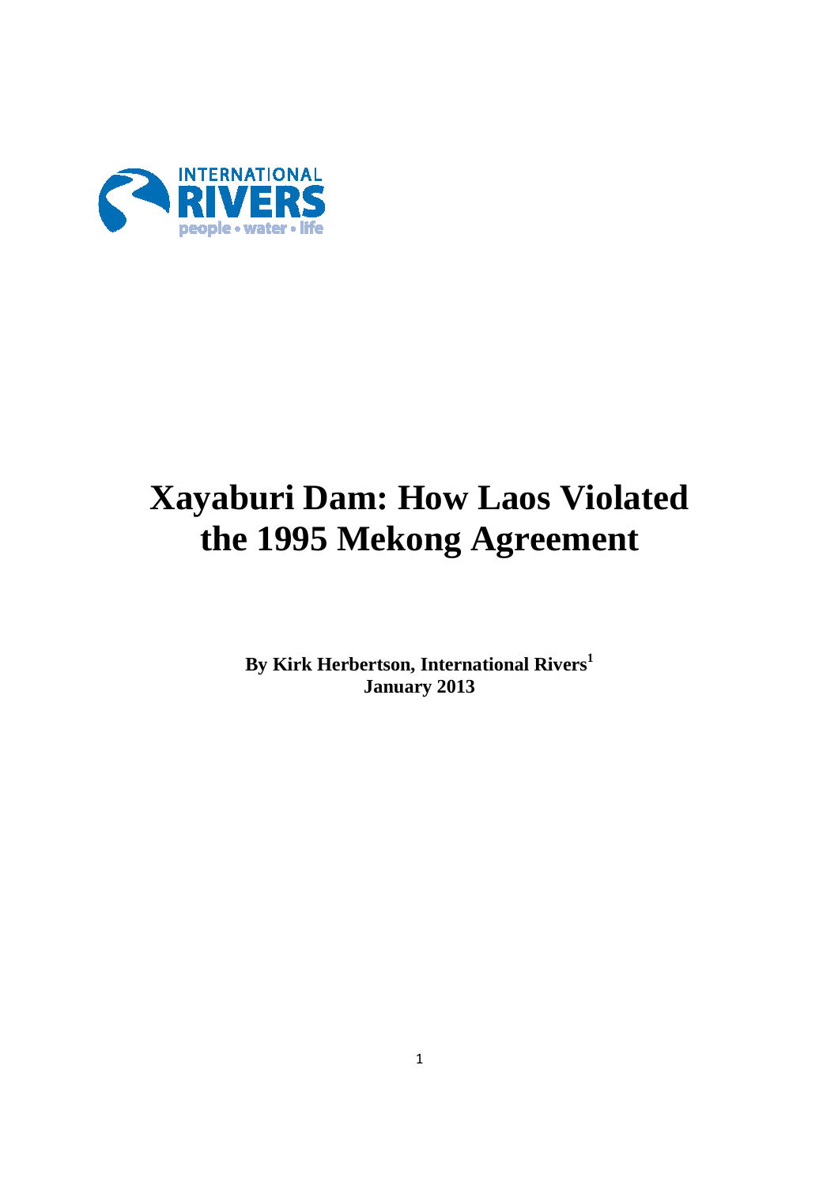INTERNATIONAL RIVERS

people • water • life

# Xayaburi Dam: How Laos Violated the 1995 Mekong Agreement

**By Kirk Herbertson, International Rivers[1]**
**January 2013**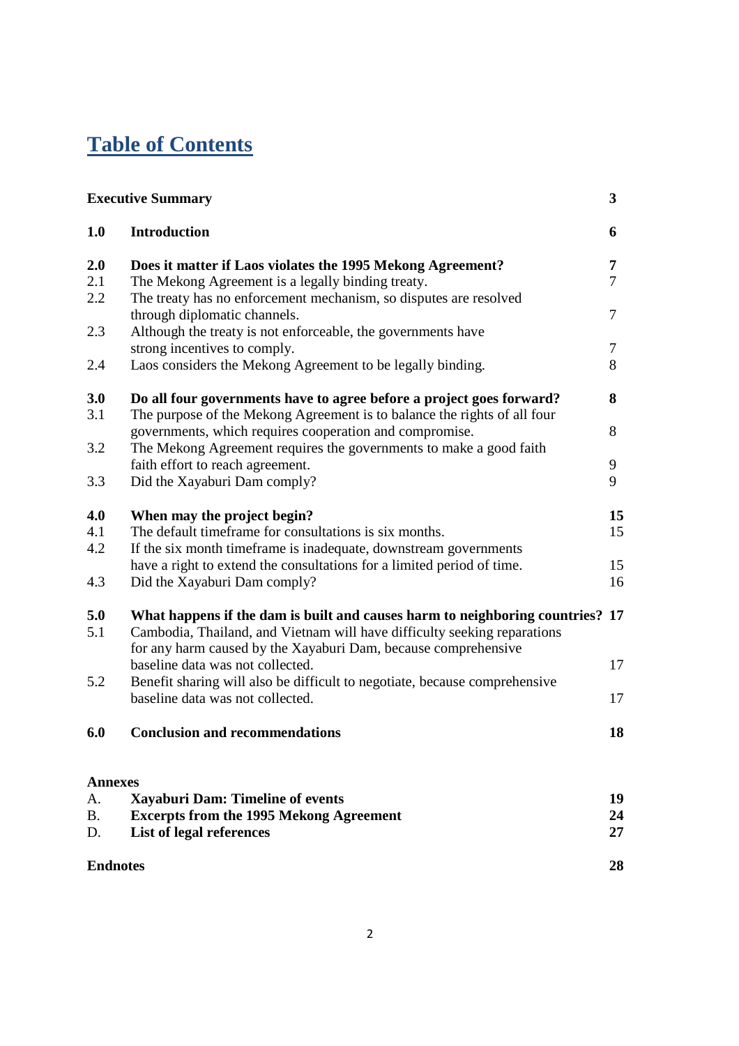# Table of Contents

| | | |
|---|---|---|
| **Executive Summary** | | **3** |
| **1.0** | **Introduction** | **6** |
| **2.0** | **Does it matter if Laos violates the 1995 Mekong Agreement?** | **7** |
| 2.1 | The Mekong Agreement is a legally binding treaty. | 7 |
| 2.2 | The treaty has no enforcement mechanism, so disputes are resolved through diplomatic channels. | 7 |
| 2.3 | Although the treaty is not enforceable, the governments have strong incentives to comply. | 7 |
| 2.4 | Laos considers the Mekong Agreement to be legally binding. | 8 |
| **3.0** | **Do all four governments have to agree before a project goes forward?** | **8** |
| 3.1 | The purpose of the Mekong Agreement is to balance the rights of all four governments, which requires cooperation and compromise. | 8 |
| 3.2 | The Mekong Agreement requires the governments to make a good faith faith effort to reach agreement. | 9 |
| 3.3 | Did the Xayaburi Dam comply? | 9 |
| **4.0** | **When may the project begin?** | **15** |
| 4.1 | The default timeframe for consultations is six months. | 15 |
| 4.2 | If the six month timeframe is inadequate, downstream governments have a right to extend the consultations for a limited period of time. | 15 |
| 4.3 | Did the Xayaburi Dam comply? | 16 |
| **5.0** | **What happens if the dam is built and causes harm to neighboring countries?** | **17** |
| 5.1 | Cambodia, Thailand, and Vietnam will have difficulty seeking reparations for any harm caused by the Xayaburi Dam, because comprehensive baseline data was not collected. | 17 |
| 5.2 | Benefit sharing will also be difficult to negotiate, because comprehensive baseline data was not collected. | 17 |
| **6.0** | **Conclusion and recommendations** | **18** |
| **Annexes** | | |
| A. | **Xayaburi Dam: Timeline of events** | **19** |
| B. | **Excerpts from the 1995 Mekong Agreement** | **24** |
| D. | **List of legal references** | **27** |
| **Endnotes** | | **28** |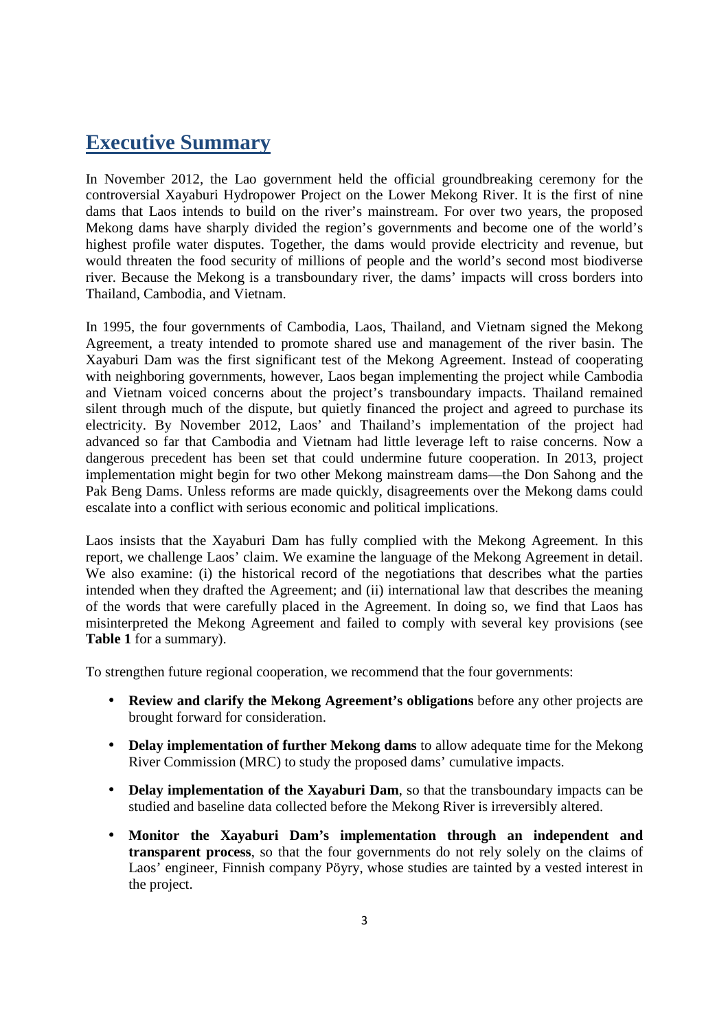# Executive Summary

In November 2012, the Lao government held the official groundbreaking ceremony for the controversial Xayaburi Hydropower Project on the Lower Mekong River. It is the first of nine dams that Laos intends to build on the river's mainstream. For over two years, the proposed Mekong dams have sharply divided the region's governments and become one of the world's highest profile water disputes. Together, the dams would provide electricity and revenue, but would threaten the food security of millions of people and the world's second most biodiverse river. Because the Mekong is a transboundary river, the dams' impacts will cross borders into Thailand, Cambodia, and Vietnam.

In 1995, the four governments of Cambodia, Laos, Thailand, and Vietnam signed the Mekong Agreement, a treaty intended to promote shared use and management of the river basin. The Xayaburi Dam was the first significant test of the Mekong Agreement. Instead of cooperating with neighboring governments, however, Laos began implementing the project while Cambodia and Vietnam voiced concerns about the project's transboundary impacts. Thailand remained silent through much of the dispute, but quietly financed the project and agreed to purchase its electricity. By November 2012, Laos' and Thailand's implementation of the project had advanced so far that Cambodia and Vietnam had little leverage left to raise concerns. Now a dangerous precedent has been set that could undermine future cooperation. In 2013, project implementation might begin for two other Mekong mainstream dams—the Don Sahong and the Pak Beng Dams. Unless reforms are made quickly, disagreements over the Mekong dams could escalate into a conflict with serious economic and political implications.

Laos insists that the Xayaburi Dam has fully complied with the Mekong Agreement. In this report, we challenge Laos' claim. We examine the language of the Mekong Agreement in detail. We also examine: (i) the historical record of the negotiations that describes what the parties intended when they drafted the Agreement; and (ii) international law that describes the meaning of the words that were carefully placed in the Agreement. In doing so, we find that Laos has misinterpreted the Mekong Agreement and failed to comply with several key provisions (see **Table 1** for a summary).

To strengthen future regional cooperation, we recommend that the four governments:

- **Review and clarify the Mekong Agreement's obligations** before any other projects are brought forward for consideration.
- **Delay implementation of further Mekong dams** to allow adequate time for the Mekong River Commission (MRC) to study the proposed dams' cumulative impacts.
- **Delay implementation of the Xayaburi Dam**, so that the transboundary impacts can be studied and baseline data collected before the Mekong River is irreversibly altered.
- **Monitor the Xayaburi Dam's implementation through an independent and transparent process**, so that the four governments do not rely solely on the claims of Laos' engineer, Finnish company Pöyry, whose studies are tainted by a vested interest in the project.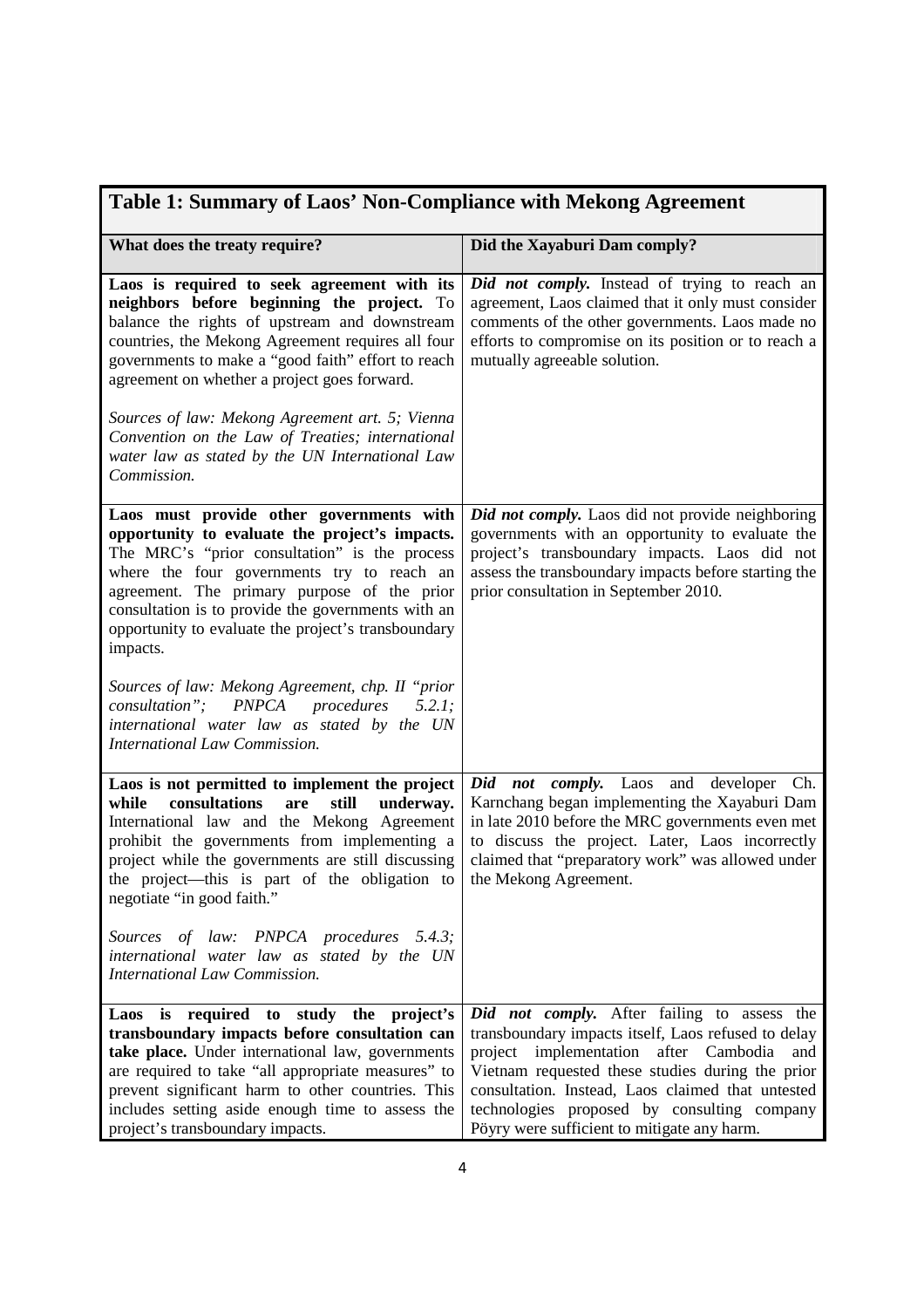## Table 1: Summary of Laos' Non-Compliance with Mekong Agreement

| What does the treaty require? | Did the Xayaburi Dam comply? |
|---|---|
| **Laos is required to seek agreement with its neighbors before beginning the project.** To balance the rights of upstream and downstream countries, the Mekong Agreement requires all four governments to make a "good faith" effort to reach agreement on whether a project goes forward.<br><br>*Sources of law: Mekong Agreement art. 5; Vienna Convention on the Law of Treaties; international water law as stated by the UN International Law Commission.* | ***Did not comply.*** Instead of trying to reach an agreement, Laos claimed that it only must consider comments of the other governments. Laos made no efforts to compromise on its position or to reach a mutually agreeable solution. |
| **Laos must provide other governments with opportunity to evaluate the project's impacts.** The MRC's "prior consultation" is the process where the four governments try to reach an agreement. The primary purpose of the prior consultation is to provide the governments with an opportunity to evaluate the project's transboundary impacts.<br><br>*Sources of law: Mekong Agreement, chp. II "prior consultation"; PNPCA procedures 5.2.1; international water law as stated by the UN International Law Commission.* | ***Did not comply.*** Laos did not provide neighboring governments with an opportunity to evaluate the project's transboundary impacts. Laos did not assess the transboundary impacts before starting the prior consultation in September 2010. |
| **Laos is not permitted to implement the project while consultations are still underway.** International law and the Mekong Agreement prohibit the governments from implementing a project while the governments are still discussing the project—this is part of the obligation to negotiate "in good faith."<br><br>*Sources of law: PNPCA procedures 5.4.3; international water law as stated by the UN International Law Commission.* | ***Did not comply.*** Laos and developer Ch. Karnchang began implementing the Xayaburi Dam in late 2010 before the MRC governments even met to discuss the project. Later, Laos incorrectly claimed that "preparatory work" was allowed under the Mekong Agreement. |
| **Laos is required to study the project's transboundary impacts before consultation can take place.** Under international law, governments are required to take "all appropriate measures" to prevent significant harm to other countries. This includes setting aside enough time to assess the project's transboundary impacts. | ***Did not comply.*** After failing to assess the transboundary impacts itself, Laos refused to delay project implementation after Cambodia and Vietnam requested these studies during the prior consultation. Instead, Laos claimed that untested technologies proposed by consulting company Pöyry were sufficient to mitigate any harm. |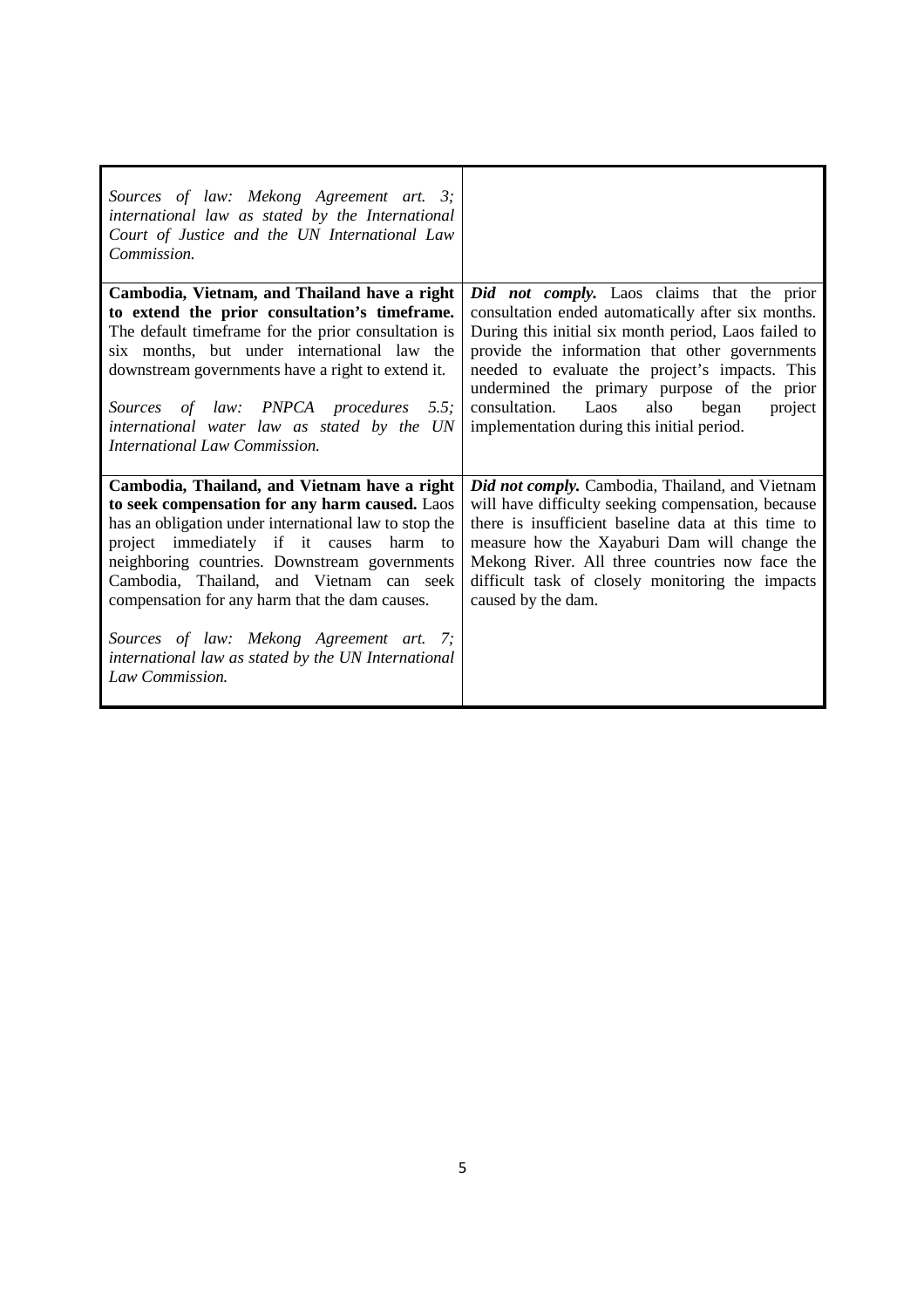| | |
|---|---|
| *Sources of law: Mekong Agreement art. 3; international law as stated by the International Court of Justice and the UN International Law Commission.* | |
| **Cambodia, Vietnam, and Thailand have a right to extend the prior consultation's timeframe.** The default timeframe for the prior consultation is six months, but under international law the downstream governments have a right to extend it.<br><br>*Sources of law: PNPCA procedures 5.5; international water law as stated by the UN International Law Commission.* | ***Did not comply.*** Laos claims that the prior consultation ended automatically after six months. During this initial six month period, Laos failed to provide the information that other governments needed to evaluate the project's impacts. This undermined the primary purpose of the prior consultation. Laos also began project implementation during this initial period. |
| **Cambodia, Thailand, and Vietnam have a right to seek compensation for any harm caused.** Laos has an obligation under international law to stop the project immediately if it causes harm to neighboring countries. Downstream governments Cambodia, Thailand, and Vietnam can seek compensation for any harm that the dam causes.<br><br>*Sources of law: Mekong Agreement art. 7; international law as stated by the UN International Law Commission.* | ***Did not comply.*** Cambodia, Thailand, and Vietnam will have difficulty seeking compensation, because there is insufficient baseline data at this time to measure how the Xayaburi Dam will change the Mekong River. All three countries now face the difficult task of closely monitoring the impacts caused by the dam. |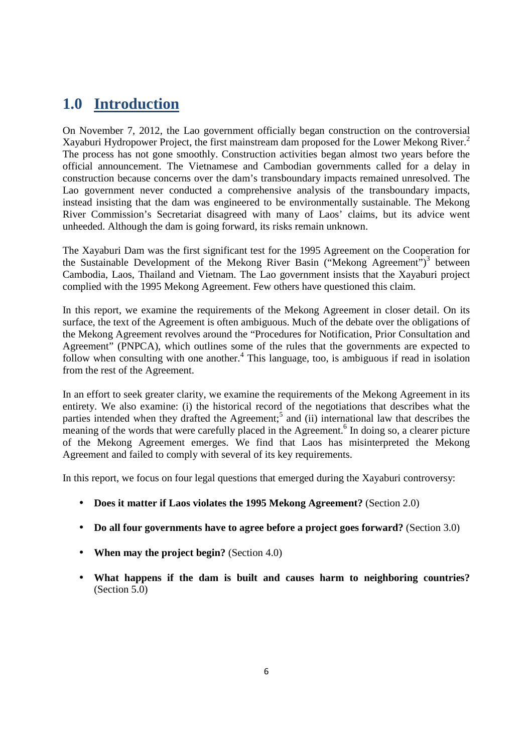# 1.0 Introduction

On November 7, 2012, the Lao government officially began construction on the controversial Xayaburi Hydropower Project, the first mainstream dam proposed for the Lower Mekong River.[2] The process has not gone smoothly. Construction activities began almost two years before the official announcement. The Vietnamese and Cambodian governments called for a delay in construction because concerns over the dam's transboundary impacts remained unresolved. The Lao government never conducted a comprehensive analysis of the transboundary impacts, instead insisting that the dam was engineered to be environmentally sustainable. The Mekong River Commission's Secretariat disagreed with many of Laos' claims, but its advice went unheeded. Although the dam is going forward, its risks remain unknown.

The Xayaburi Dam was the first significant test for the 1995 Agreement on the Cooperation for the Sustainable Development of the Mekong River Basin ("Mekong Agreement")[3] between Cambodia, Laos, Thailand and Vietnam. The Lao government insists that the Xayaburi project complied with the 1995 Mekong Agreement. Few others have questioned this claim.

In this report, we examine the requirements of the Mekong Agreement in closer detail. On its surface, the text of the Agreement is often ambiguous. Much of the debate over the obligations of the Mekong Agreement revolves around the "Procedures for Notification, Prior Consultation and Agreement" (PNPCA), which outlines some of the rules that the governments are expected to follow when consulting with one another.[4] This language, too, is ambiguous if read in isolation from the rest of the Agreement.

In an effort to seek greater clarity, we examine the requirements of the Mekong Agreement in its entirety. We also examine: (i) the historical record of the negotiations that describes what the parties intended when they drafted the Agreement;[5] and (ii) international law that describes the meaning of the words that were carefully placed in the Agreement.[6] In doing so, a clearer picture of the Mekong Agreement emerges. We find that Laos has misinterpreted the Mekong Agreement and failed to comply with several of its key requirements.

In this report, we focus on four legal questions that emerged during the Xayaburi controversy:

- **Does it matter if Laos violates the 1995 Mekong Agreement?** (Section 2.0)
- **Do all four governments have to agree before a project goes forward?** (Section 3.0)
- **When may the project begin?** (Section 4.0)
- **What happens if the dam is built and causes harm to neighboring countries?** (Section 5.0)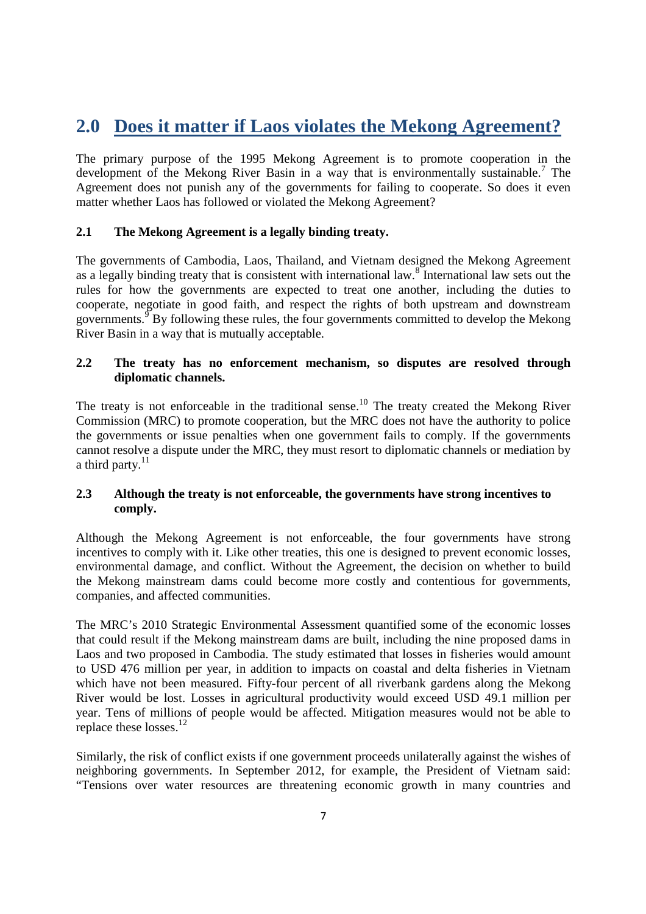## 2.0 Does it matter if Laos violates the Mekong Agreement?

The primary purpose of the 1995 Mekong Agreement is to promote cooperation in the development of the Mekong River Basin in a way that is environmentally sustainable.[7] The Agreement does not punish any of the governments for failing to cooperate. So does it even matter whether Laos has followed or violated the Mekong Agreement?

### 2.1 The Mekong Agreement is a legally binding treaty.

The governments of Cambodia, Laos, Thailand, and Vietnam designed the Mekong Agreement as a legally binding treaty that is consistent with international law.[8] International law sets out the rules for how the governments are expected to treat one another, including the duties to cooperate, negotiate in good faith, and respect the rights of both upstream and downstream governments.[9] By following these rules, the four governments committed to develop the Mekong River Basin in a way that is mutually acceptable.

### 2.2 The treaty has no enforcement mechanism, so disputes are resolved through diplomatic channels.

The treaty is not enforceable in the traditional sense.[10] The treaty created the Mekong River Commission (MRC) to promote cooperation, but the MRC does not have the authority to police the governments or issue penalties when one government fails to comply. If the governments cannot resolve a dispute under the MRC, they must resort to diplomatic channels or mediation by a third party.[11]

### 2.3 Although the treaty is not enforceable, the governments have strong incentives to comply.

Although the Mekong Agreement is not enforceable, the four governments have strong incentives to comply with it. Like other treaties, this one is designed to prevent economic losses, environmental damage, and conflict. Without the Agreement, the decision on whether to build the Mekong mainstream dams could become more costly and contentious for governments, companies, and affected communities.

The MRC's 2010 Strategic Environmental Assessment quantified some of the economic losses that could result if the Mekong mainstream dams are built, including the nine proposed dams in Laos and two proposed in Cambodia. The study estimated that losses in fisheries would amount to USD 476 million per year, in addition to impacts on coastal and delta fisheries in Vietnam which have not been measured. Fifty-four percent of all riverbank gardens along the Mekong River would be lost. Losses in agricultural productivity would exceed USD 49.1 million per year. Tens of millions of people would be affected. Mitigation measures would not be able to replace these losses.[12]

Similarly, the risk of conflict exists if one government proceeds unilaterally against the wishes of neighboring governments. In September 2012, for example, the President of Vietnam said: "Tensions over water resources are threatening economic growth in many countries and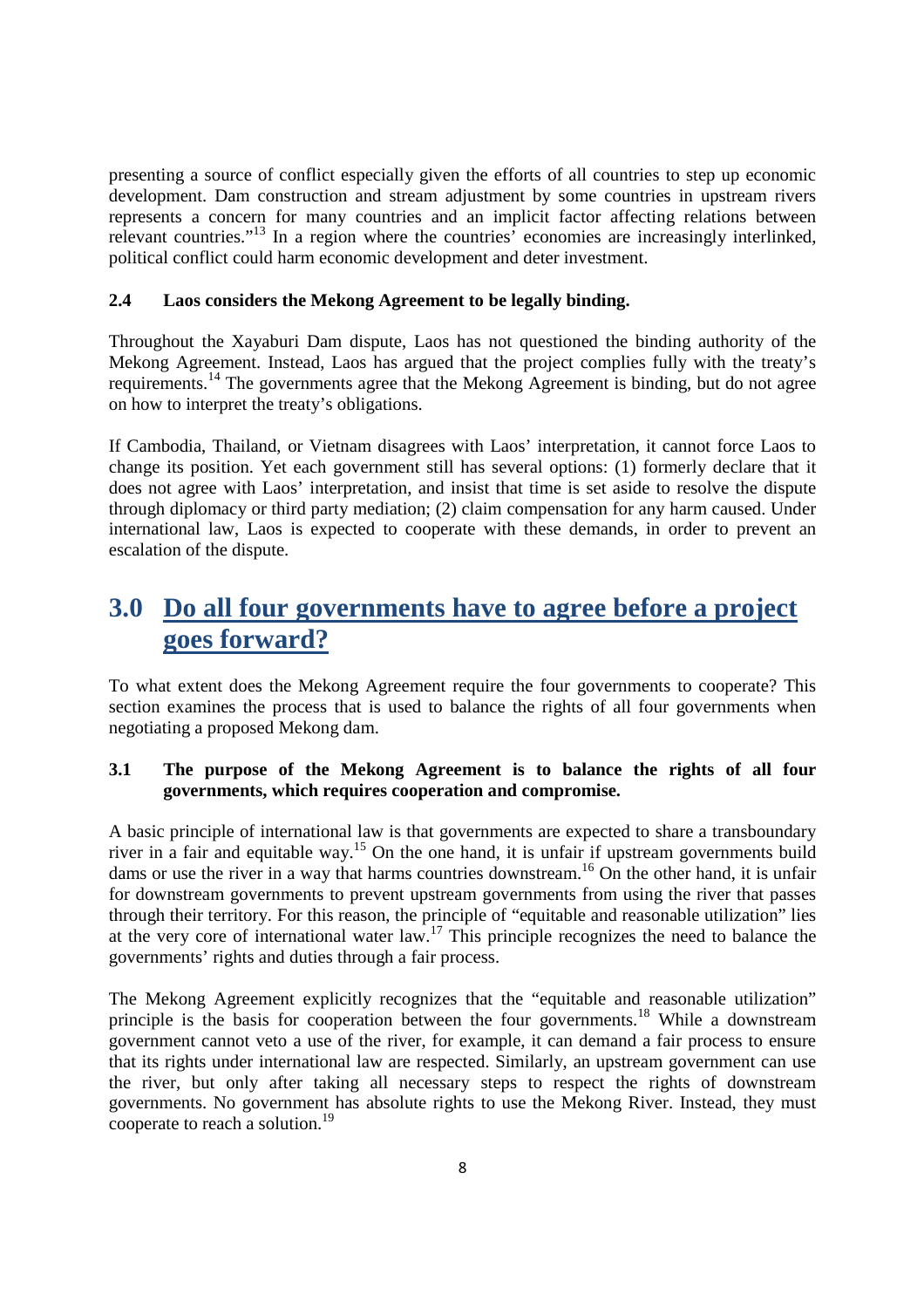presenting a source of conflict especially given the efforts of all countries to step up economic development. Dam construction and stream adjustment by some countries in upstream rivers represents a concern for many countries and an implicit factor affecting relations between relevant countries."[13] In a region where the countries' economies are increasingly interlinked, political conflict could harm economic development and deter investment.

### 2.4 Laos considers the Mekong Agreement to be legally binding.

Throughout the Xayaburi Dam dispute, Laos has not questioned the binding authority of the Mekong Agreement. Instead, Laos has argued that the project complies fully with the treaty's requirements.[14] The governments agree that the Mekong Agreement is binding, but do not agree on how to interpret the treaty's obligations.

If Cambodia, Thailand, or Vietnam disagrees with Laos' interpretation, it cannot force Laos to change its position. Yet each government still has several options: (1) formerly declare that it does not agree with Laos' interpretation, and insist that time is set aside to resolve the dispute through diplomacy or third party mediation; (2) claim compensation for any harm caused. Under international law, Laos is expected to cooperate with these demands, in order to prevent an escalation of the dispute.

## 3.0 Do all four governments have to agree before a project goes forward?

To what extent does the Mekong Agreement require the four governments to cooperate? This section examines the process that is used to balance the rights of all four governments when negotiating a proposed Mekong dam.

### 3.1 The purpose of the Mekong Agreement is to balance the rights of all four governments, which requires cooperation and compromise.

A basic principle of international law is that governments are expected to share a transboundary river in a fair and equitable way.[15] On the one hand, it is unfair if upstream governments build dams or use the river in a way that harms countries downstream.[16] On the other hand, it is unfair for downstream governments to prevent upstream governments from using the river that passes through their territory. For this reason, the principle of "equitable and reasonable utilization" lies at the very core of international water law.[17] This principle recognizes the need to balance the governments' rights and duties through a fair process.

The Mekong Agreement explicitly recognizes that the "equitable and reasonable utilization" principle is the basis for cooperation between the four governments.[18] While a downstream government cannot veto a use of the river, for example, it can demand a fair process to ensure that its rights under international law are respected. Similarly, an upstream government can use the river, but only after taking all necessary steps to respect the rights of downstream governments. No government has absolute rights to use the Mekong River. Instead, they must cooperate to reach a solution.[19]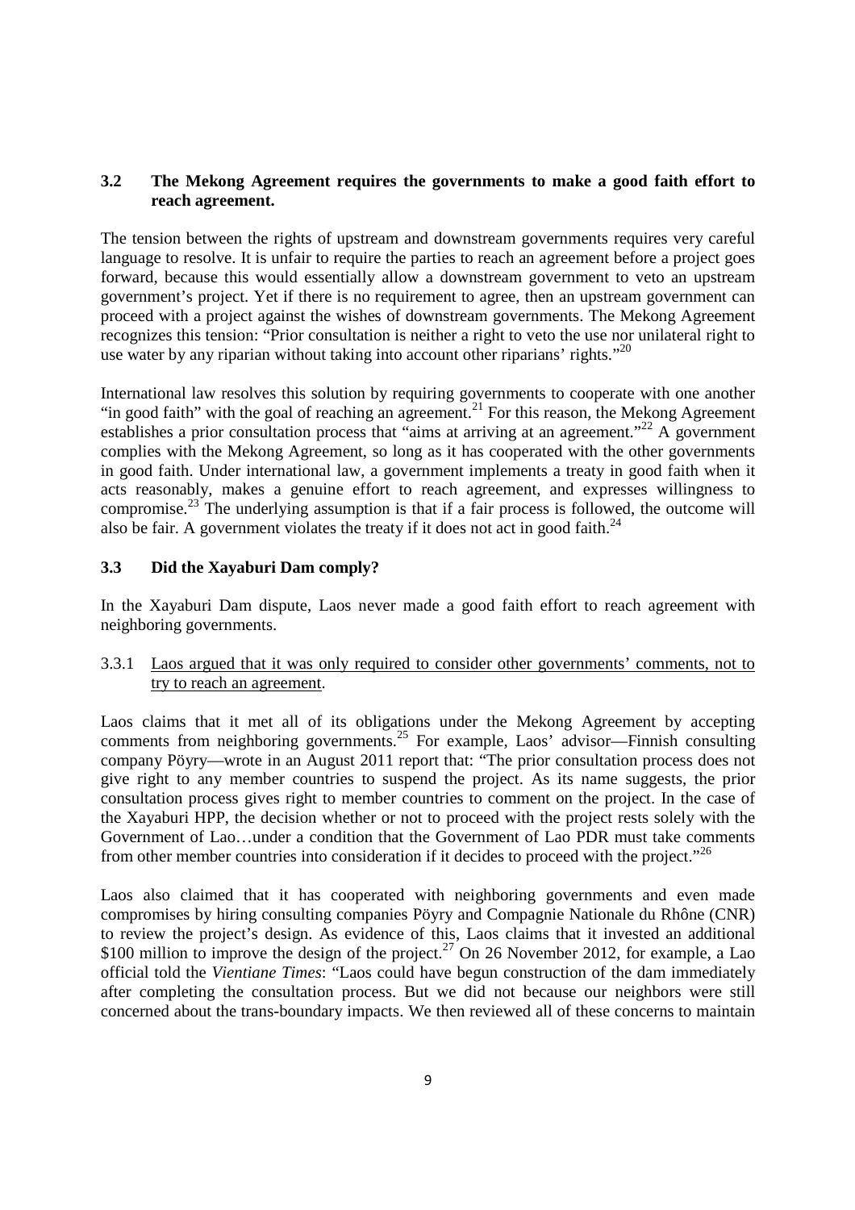## 3.2 The Mekong Agreement requires the governments to make a good faith effort to reach agreement.

The tension between the rights of upstream and downstream governments requires very careful language to resolve. It is unfair to require the parties to reach an agreement before a project goes forward, because this would essentially allow a downstream government to veto an upstream government's project. Yet if there is no requirement to agree, then an upstream government can proceed with a project against the wishes of downstream governments. The Mekong Agreement recognizes this tension: "Prior consultation is neither a right to veto the use nor unilateral right to use water by any riparian without taking into account other riparians' rights."[20]

International law resolves this solution by requiring governments to cooperate with one another "in good faith" with the goal of reaching an agreement.[21] For this reason, the Mekong Agreement establishes a prior consultation process that "aims at arriving at an agreement."[22] A government complies with the Mekong Agreement, so long as it has cooperated with the other governments in good faith. Under international law, a government implements a treaty in good faith when it acts reasonably, makes a genuine effort to reach agreement, and expresses willingness to compromise.[23] The underlying assumption is that if a fair process is followed, the outcome will also be fair. A government violates the treaty if it does not act in good faith.[24]

## 3.3 Did the Xayaburi Dam comply?

In the Xayaburi Dam dispute, Laos never made a good faith effort to reach agreement with neighboring governments.

### 3.3.1 Laos argued that it was only required to consider other governments' comments, not to try to reach an agreement.

Laos claims that it met all of its obligations under the Mekong Agreement by accepting comments from neighboring governments.[25] For example, Laos' advisor—Finnish consulting company Pöyry—wrote in an August 2011 report that: "The prior consultation process does not give right to any member countries to suspend the project. As its name suggests, the prior consultation process gives right to member countries to comment on the project. In the case of the Xayaburi HPP, the decision whether or not to proceed with the project rests solely with the Government of Lao…under a condition that the Government of Lao PDR must take comments from other member countries into consideration if it decides to proceed with the project."[26]

Laos also claimed that it has cooperated with neighboring governments and even made compromises by hiring consulting companies Pöyry and Compagnie Nationale du Rhône (CNR) to review the project's design. As evidence of this, Laos claims that it invested an additional \$100 million to improve the design of the project.[27] On 26 November 2012, for example, a Lao official told the *Vientiane Times*: "Laos could have begun construction of the dam immediately after completing the consultation process. But we did not because our neighbors were still concerned about the trans-boundary impacts. We then reviewed all of these concerns to maintain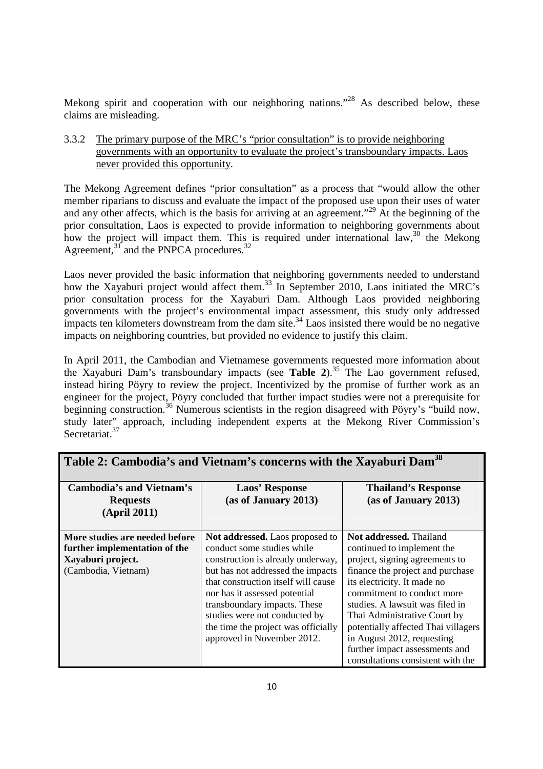Mekong spirit and cooperation with our neighboring nations."[28] As described below, these claims are misleading.

### 3.3.2 The primary purpose of the MRC's "prior consultation" is to provide neighboring governments with an opportunity to evaluate the project's transboundary impacts. Laos never provided this opportunity.

The Mekong Agreement defines "prior consultation" as a process that "would allow the other member riparians to discuss and evaluate the impact of the proposed use upon their uses of water and any other affects, which is the basis for arriving at an agreement."[29] At the beginning of the prior consultation, Laos is expected to provide information to neighboring governments about how the project will impact them. This is required under international law,[30] the Mekong Agreement,[31] and the PNPCA procedures.[32]

Laos never provided the basic information that neighboring governments needed to understand how the Xayaburi project would affect them.[33] In September 2010, Laos initiated the MRC's prior consultation process for the Xayaburi Dam. Although Laos provided neighboring governments with the project's environmental impact assessment, this study only addressed impacts ten kilometers downstream from the dam site.[34] Laos insisted there would be no negative impacts on neighboring countries, but provided no evidence to justify this claim.

In April 2011, the Cambodian and Vietnamese governments requested more information about the Xayaburi Dam's transboundary impacts (see **Table 2**).[35] The Lao government refused, instead hiring Pöyry to review the project. Incentivized by the promise of further work as an engineer for the project, Pöyry concluded that further impact studies were not a prerequisite for beginning construction.[36] Numerous scientists in the region disagreed with Pöyry's "build now, study later" approach, including independent experts at the Mekong River Commission's Secretariat.[37]

**Table 2: Cambodia's and Vietnam's concerns with the Xayaburi Dam[38]**

| Cambodia's and Vietnam's Requests (April 2011) | Laos' Response (as of January 2013) | Thailand's Response (as of January 2013) |
|---|---|---|
| **More studies are needed before further implementation of the Xayaburi project.** (Cambodia, Vietnam) | **Not addressed.** Laos proposed to conduct some studies while construction is already underway, but has not addressed the impacts that construction itself will cause nor has it assessed potential transboundary impacts. These studies were not conducted by the time the project was officially approved in November 2012. | **Not addressed.** Thailand continued to implement the project, signing agreements to finance the project and purchase its electricity. It made no commitment to conduct more studies. A lawsuit was filed in Thai Administrative Court by potentially affected Thai villagers in August 2012, requesting further impact assessments and consultations consistent with the |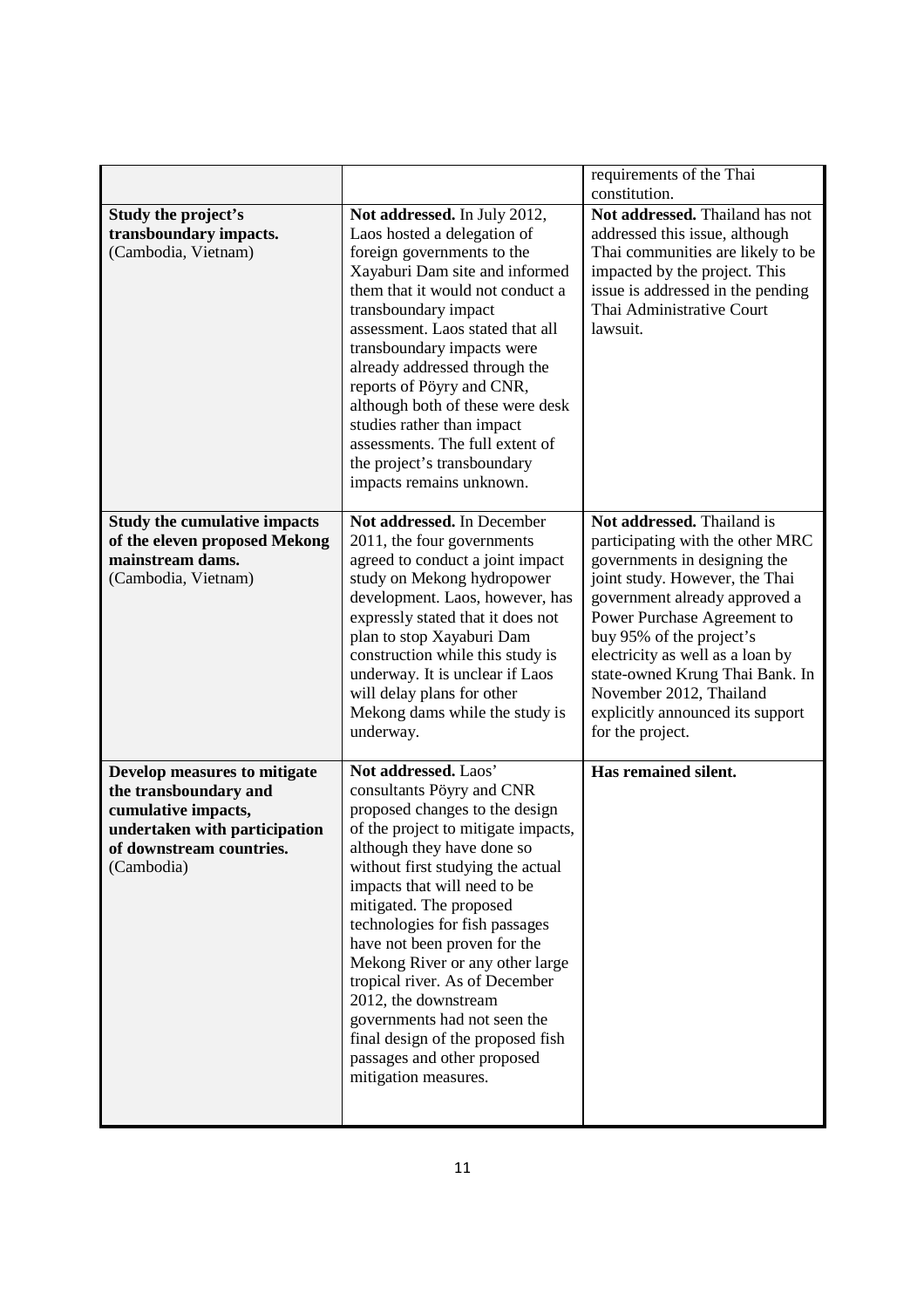|  |  |  |
|---|---|---|
|  |  | requirements of the Thai constitution. |
| **Study the project's transboundary impacts.** (Cambodia, Vietnam) | **Not addressed.** In July 2012, Laos hosted a delegation of foreign governments to the Xayaburi Dam site and informed them that it would not conduct a transboundary impact assessment. Laos stated that all transboundary impacts were already addressed through the reports of Pöyry and CNR, although both of these were desk studies rather than impact assessments. The full extent of the project's transboundary impacts remains unknown. | **Not addressed.** Thailand has not addressed this issue, although Thai communities are likely to be impacted by the project. This issue is addressed in the pending Thai Administrative Court lawsuit. |
| **Study the cumulative impacts of the eleven proposed Mekong mainstream dams.** (Cambodia, Vietnam) | **Not addressed.** In December 2011, the four governments agreed to conduct a joint impact study on Mekong hydropower development. Laos, however, has expressly stated that it does not plan to stop Xayaburi Dam construction while this study is underway. It is unclear if Laos will delay plans for other Mekong dams while the study is underway. | **Not addressed.** Thailand is participating with the other MRC governments in designing the joint study. However, the Thai government already approved a Power Purchase Agreement to buy 95% of the project's electricity as well as a loan by state-owned Krung Thai Bank. In November 2012, Thailand explicitly announced its support for the project. |
| **Develop measures to mitigate the transboundary and cumulative impacts, undertaken with participation of downstream countries.** (Cambodia) | **Not addressed.** Laos' consultants Pöyry and CNR proposed changes to the design of the project to mitigate impacts, although they have done so without first studying the actual impacts that will need to be mitigated. The proposed technologies for fish passages have not been proven for the Mekong River or any other large tropical river. As of December 2012, the downstream governments had not seen the final design of the proposed fish passages and other proposed mitigation measures. | **Has remained silent.** |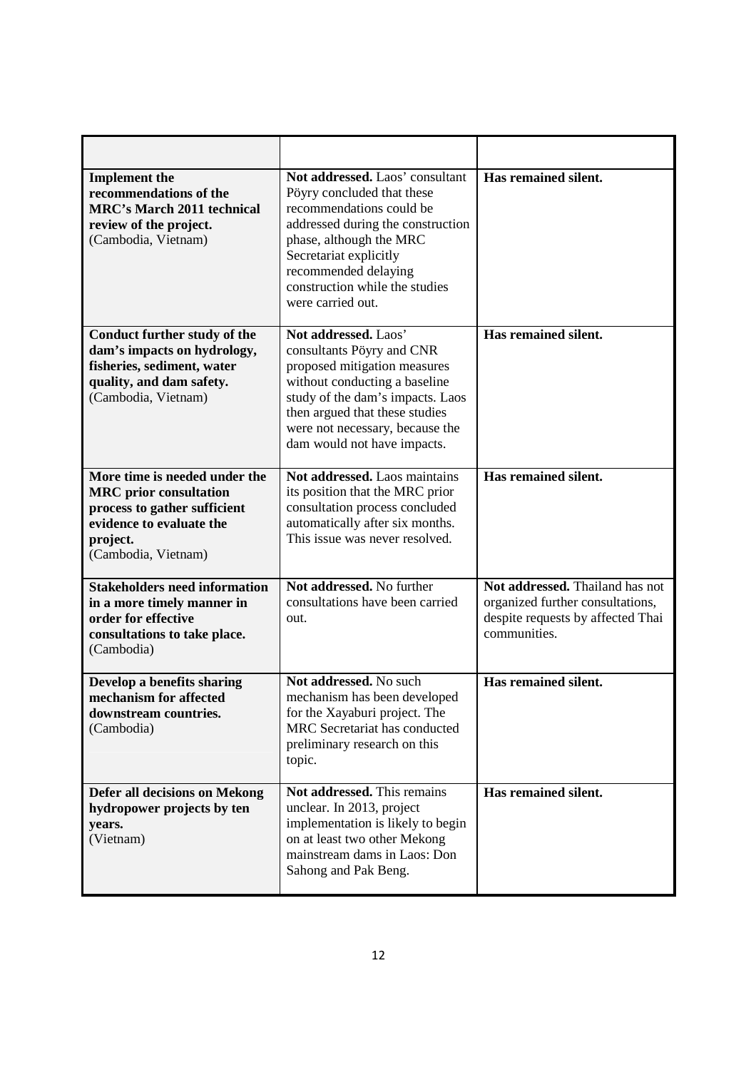| | | |
|---|---|---|
| **Implement the recommendations of the MRC's March 2011 technical review of the project.** (Cambodia, Vietnam) | **Not addressed.** Laos' consultant Pöyry concluded that these recommendations could be addressed during the construction phase, although the MRC Secretariat explicitly recommended delaying construction while the studies were carried out. | **Has remained silent.** |
| **Conduct further study of the dam's impacts on hydrology, fisheries, sediment, water quality, and dam safety.** (Cambodia, Vietnam) | **Not addressed.** Laos' consultants Pöyry and CNR proposed mitigation measures without conducting a baseline study of the dam's impacts. Laos then argued that these studies were not necessary, because the dam would not have impacts. | **Has remained silent.** |
| **More time is needed under the MRC prior consultation process to gather sufficient evidence to evaluate the project.** (Cambodia, Vietnam) | **Not addressed.** Laos maintains its position that the MRC prior consultation process concluded automatically after six months. This issue was never resolved. | **Has remained silent.** |
| **Stakeholders need information in a more timely manner in order for effective consultations to take place.** (Cambodia) | **Not addressed.** No further consultations have been carried out. | **Not addressed.** Thailand has not organized further consultations, despite requests by affected Thai communities. |
| **Develop a benefits sharing mechanism for affected downstream countries.** (Cambodia) | **Not addressed.** No such mechanism has been developed for the Xayaburi project. The MRC Secretariat has conducted preliminary research on this topic. | **Has remained silent.** |
| **Defer all decisions on Mekong hydropower projects by ten years.** (Vietnam) | **Not addressed.** This remains unclear. In 2013, project implementation is likely to begin on at least two other Mekong mainstream dams in Laos: Don Sahong and Pak Beng. | **Has remained silent.** |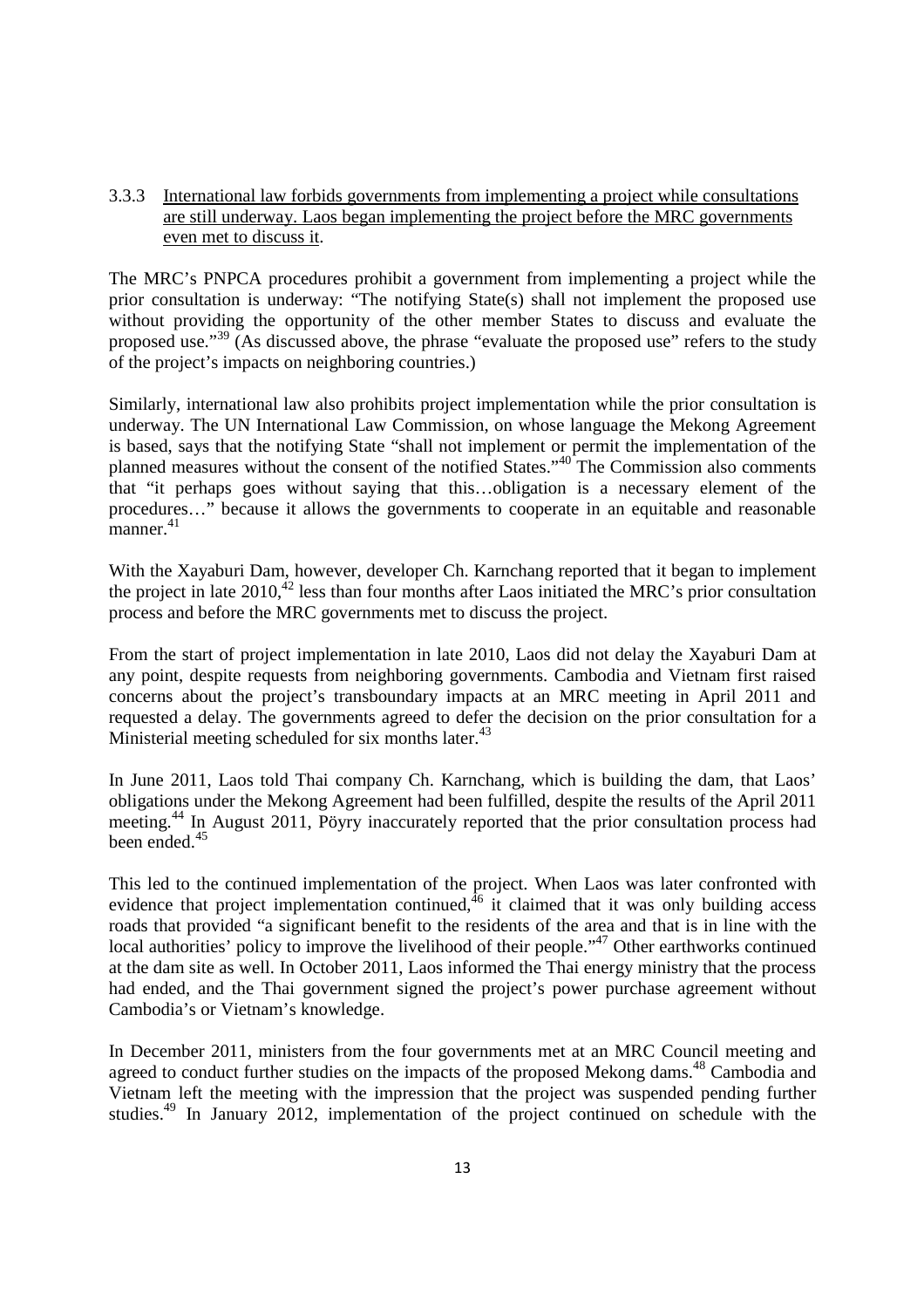### 3.3.3 International law forbids governments from implementing a project while consultations are still underway. Laos began implementing the project before the MRC governments even met to discuss it.

The MRC's PNPCA procedures prohibit a government from implementing a project while the prior consultation is underway: "The notifying State(s) shall not implement the proposed use without providing the opportunity of the other member States to discuss and evaluate the proposed use."[39] (As discussed above, the phrase "evaluate the proposed use" refers to the study of the project's impacts on neighboring countries.)

Similarly, international law also prohibits project implementation while the prior consultation is underway. The UN International Law Commission, on whose language the Mekong Agreement is based, says that the notifying State "shall not implement or permit the implementation of the planned measures without the consent of the notified States."[40] The Commission also comments that "it perhaps goes without saying that this…obligation is a necessary element of the procedures…" because it allows the governments to cooperate in an equitable and reasonable manner.[41]

With the Xayaburi Dam, however, developer Ch. Karnchang reported that it began to implement the project in late 2010,[42] less than four months after Laos initiated the MRC's prior consultation process and before the MRC governments met to discuss the project.

From the start of project implementation in late 2010, Laos did not delay the Xayaburi Dam at any point, despite requests from neighboring governments. Cambodia and Vietnam first raised concerns about the project's transboundary impacts at an MRC meeting in April 2011 and requested a delay. The governments agreed to defer the decision on the prior consultation for a Ministerial meeting scheduled for six months later.[43]

In June 2011, Laos told Thai company Ch. Karnchang, which is building the dam, that Laos' obligations under the Mekong Agreement had been fulfilled, despite the results of the April 2011 meeting.[44] In August 2011, Pöyry inaccurately reported that the prior consultation process had been ended.[45]

This led to the continued implementation of the project. When Laos was later confronted with evidence that project implementation continued,[46] it claimed that it was only building access roads that provided "a significant benefit to the residents of the area and that is in line with the local authorities' policy to improve the livelihood of their people."[47] Other earthworks continued at the dam site as well. In October 2011, Laos informed the Thai energy ministry that the process had ended, and the Thai government signed the project's power purchase agreement without Cambodia's or Vietnam's knowledge.

In December 2011, ministers from the four governments met at an MRC Council meeting and agreed to conduct further studies on the impacts of the proposed Mekong dams.[48] Cambodia and Vietnam left the meeting with the impression that the project was suspended pending further studies.[49] In January 2012, implementation of the project continued on schedule with the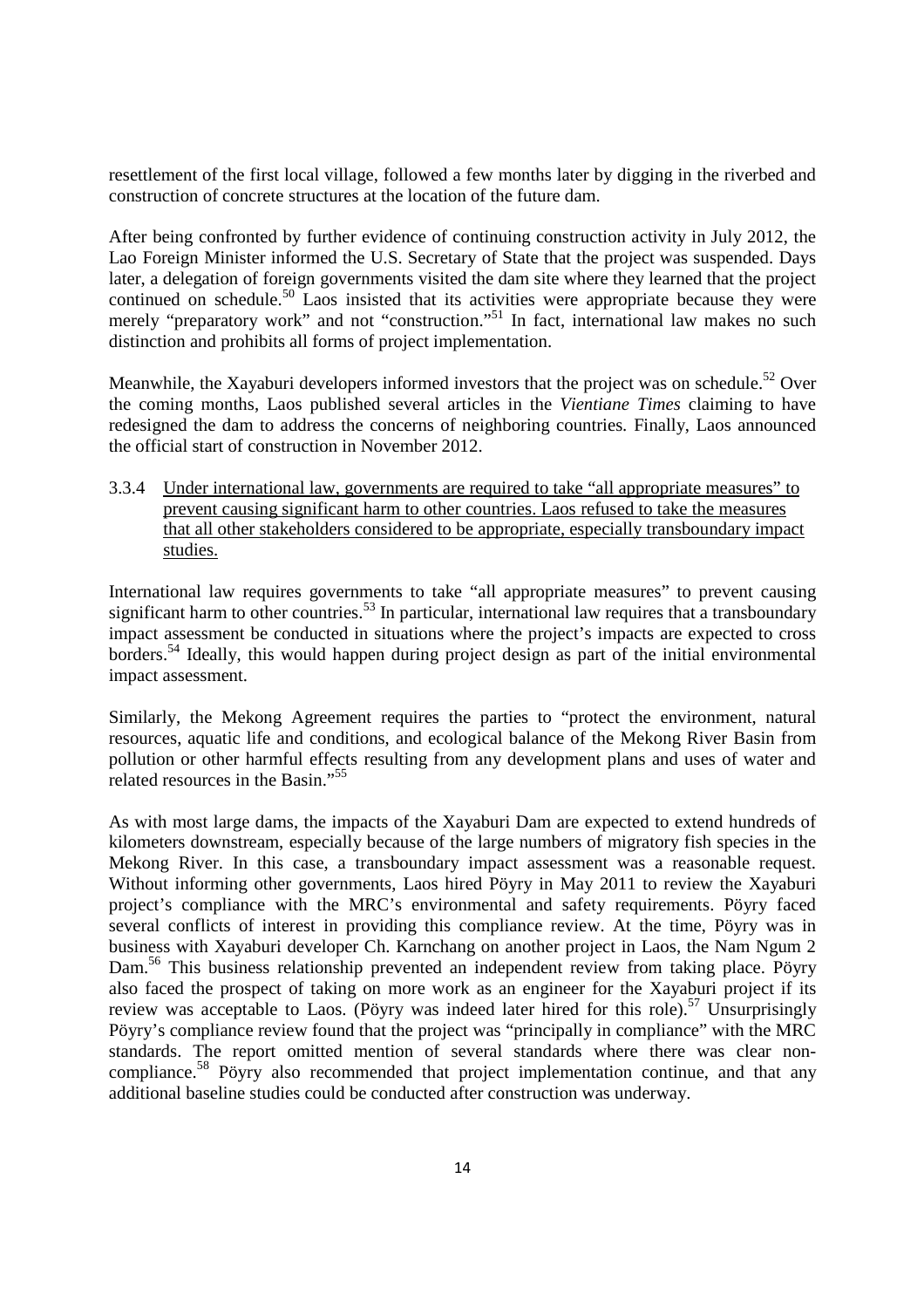resettlement of the first local village, followed a few months later by digging in the riverbed and construction of concrete structures at the location of the future dam.

After being confronted by further evidence of continuing construction activity in July 2012, the Lao Foreign Minister informed the U.S. Secretary of State that the project was suspended. Days later, a delegation of foreign governments visited the dam site where they learned that the project continued on schedule.[50] Laos insisted that its activities were appropriate because they were merely "preparatory work" and not "construction."[51] In fact, international law makes no such distinction and prohibits all forms of project implementation.

Meanwhile, the Xayaburi developers informed investors that the project was on schedule.[52] Over the coming months, Laos published several articles in the *Vientiane Times* claiming to have redesigned the dam to address the concerns of neighboring countries. Finally, Laos announced the official start of construction in November 2012.

### 3.3.4 <u>Under international law, governments are required to take "all appropriate measures" to prevent causing significant harm to other countries. Laos refused to take the measures that all other stakeholders considered to be appropriate, especially transboundary impact studies.</u>

International law requires governments to take "all appropriate measures" to prevent causing significant harm to other countries.[53] In particular, international law requires that a transboundary impact assessment be conducted in situations where the project's impacts are expected to cross borders.[54] Ideally, this would happen during project design as part of the initial environmental impact assessment.

Similarly, the Mekong Agreement requires the parties to "protect the environment, natural resources, aquatic life and conditions, and ecological balance of the Mekong River Basin from pollution or other harmful effects resulting from any development plans and uses of water and related resources in the Basin."[55]

As with most large dams, the impacts of the Xayaburi Dam are expected to extend hundreds of kilometers downstream, especially because of the large numbers of migratory fish species in the Mekong River. In this case, a transboundary impact assessment was a reasonable request. Without informing other governments, Laos hired Pöyry in May 2011 to review the Xayaburi project's compliance with the MRC's environmental and safety requirements. Pöyry faced several conflicts of interest in providing this compliance review. At the time, Pöyry was in business with Xayaburi developer Ch. Karnchang on another project in Laos, the Nam Ngum 2 Dam.[56] This business relationship prevented an independent review from taking place. Pöyry also faced the prospect of taking on more work as an engineer for the Xayaburi project if its review was acceptable to Laos. (Pöyry was indeed later hired for this role).[57] Unsurprisingly Pöyry's compliance review found that the project was "principally in compliance" with the MRC standards. The report omitted mention of several standards where there was clear non-compliance.[58] Pöyry also recommended that project implementation continue, and that any additional baseline studies could be conducted after construction was underway.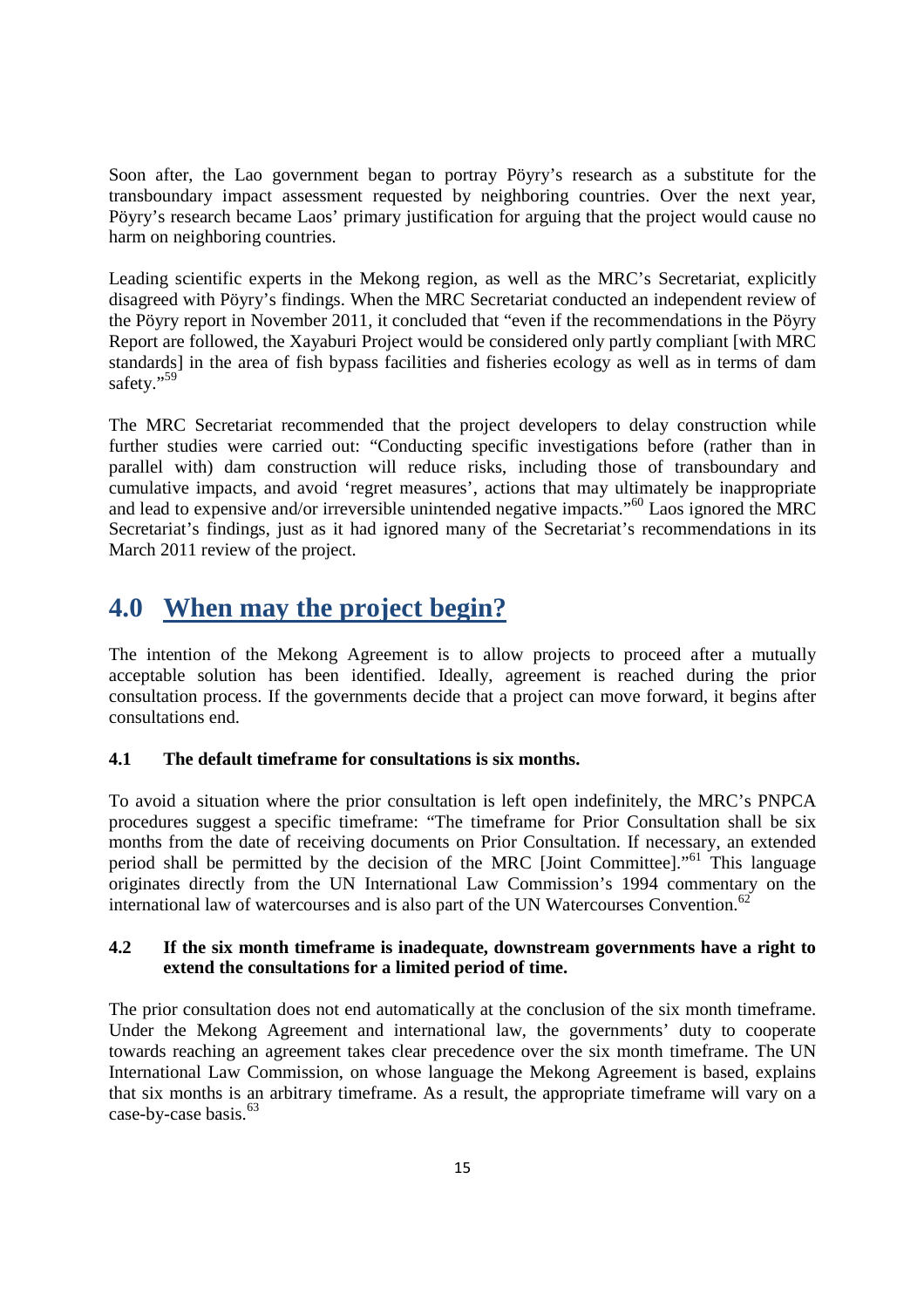Soon after, the Lao government began to portray Pöyry's research as a substitute for the transboundary impact assessment requested by neighboring countries. Over the next year, Pöyry's research became Laos' primary justification for arguing that the project would cause no harm on neighboring countries.

Leading scientific experts in the Mekong region, as well as the MRC's Secretariat, explicitly disagreed with Pöyry's findings. When the MRC Secretariat conducted an independent review of the Pöyry report in November 2011, it concluded that "even if the recommendations in the Pöyry Report are followed, the Xayaburi Project would be considered only partly compliant [with MRC standards] in the area of fish bypass facilities and fisheries ecology as well as in terms of dam safety."[59]

The MRC Secretariat recommended that the project developers to delay construction while further studies were carried out: "Conducting specific investigations before (rather than in parallel with) dam construction will reduce risks, including those of transboundary and cumulative impacts, and avoid 'regret measures', actions that may ultimately be inappropriate and lead to expensive and/or irreversible unintended negative impacts."[60] Laos ignored the MRC Secretariat's findings, just as it had ignored many of the Secretariat's recommendations in its March 2011 review of the project.

# 4.0 When may the project begin?

The intention of the Mekong Agreement is to allow projects to proceed after a mutually acceptable solution has been identified. Ideally, agreement is reached during the prior consultation process. If the governments decide that a project can move forward, it begins after consultations end.

### 4.1 The default timeframe for consultations is six months.

To avoid a situation where the prior consultation is left open indefinitely, the MRC's PNPCA procedures suggest a specific timeframe: "The timeframe for Prior Consultation shall be six months from the date of receiving documents on Prior Consultation. If necessary, an extended period shall be permitted by the decision of the MRC [Joint Committee]."[61] This language originates directly from the UN International Law Commission's 1994 commentary on the international law of watercourses and is also part of the UN Watercourses Convention.[62]

### 4.2 If the six month timeframe is inadequate, downstream governments have a right to extend the consultations for a limited period of time.

The prior consultation does not end automatically at the conclusion of the six month timeframe. Under the Mekong Agreement and international law, the governments' duty to cooperate towards reaching an agreement takes clear precedence over the six month timeframe. The UN International Law Commission, on whose language the Mekong Agreement is based, explains that six months is an arbitrary timeframe. As a result, the appropriate timeframe will vary on a case-by-case basis.[63]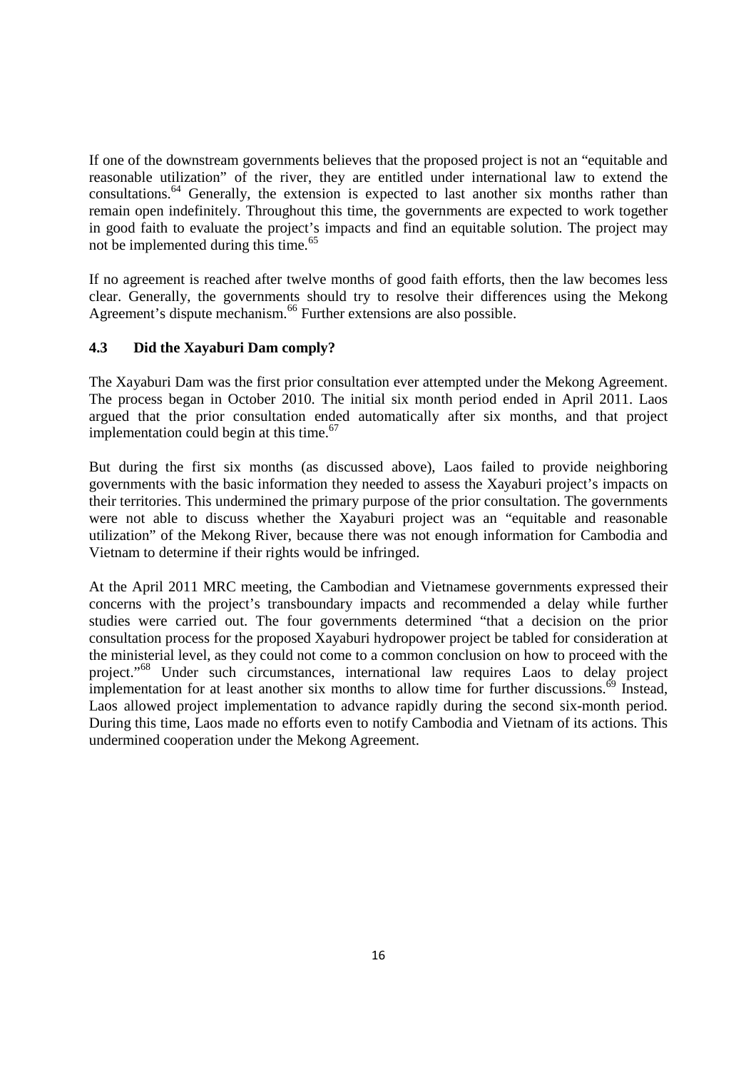If one of the downstream governments believes that the proposed project is not an "equitable and reasonable utilization" of the river, they are entitled under international law to extend the consultations.[64] Generally, the extension is expected to last another six months rather than remain open indefinitely. Throughout this time, the governments are expected to work together in good faith to evaluate the project's impacts and find an equitable solution. The project may not be implemented during this time.[65]

If no agreement is reached after twelve months of good faith efforts, then the law becomes less clear. Generally, the governments should try to resolve their differences using the Mekong Agreement's dispute mechanism.[66] Further extensions are also possible.

### 4.3 Did the Xayaburi Dam comply?

The Xayaburi Dam was the first prior consultation ever attempted under the Mekong Agreement. The process began in October 2010. The initial six month period ended in April 2011. Laos argued that the prior consultation ended automatically after six months, and that project implementation could begin at this time.[67]

But during the first six months (as discussed above), Laos failed to provide neighboring governments with the basic information they needed to assess the Xayaburi project's impacts on their territories. This undermined the primary purpose of the prior consultation. The governments were not able to discuss whether the Xayaburi project was an "equitable and reasonable utilization" of the Mekong River, because there was not enough information for Cambodia and Vietnam to determine if their rights would be infringed.

At the April 2011 MRC meeting, the Cambodian and Vietnamese governments expressed their concerns with the project's transboundary impacts and recommended a delay while further studies were carried out. The four governments determined "that a decision on the prior consultation process for the proposed Xayaburi hydropower project be tabled for consideration at the ministerial level, as they could not come to a common conclusion on how to proceed with the project."[68] Under such circumstances, international law requires Laos to delay project implementation for at least another six months to allow time for further discussions.[69] Instead, Laos allowed project implementation to advance rapidly during the second six-month period. During this time, Laos made no efforts even to notify Cambodia and Vietnam of its actions. This undermined cooperation under the Mekong Agreement.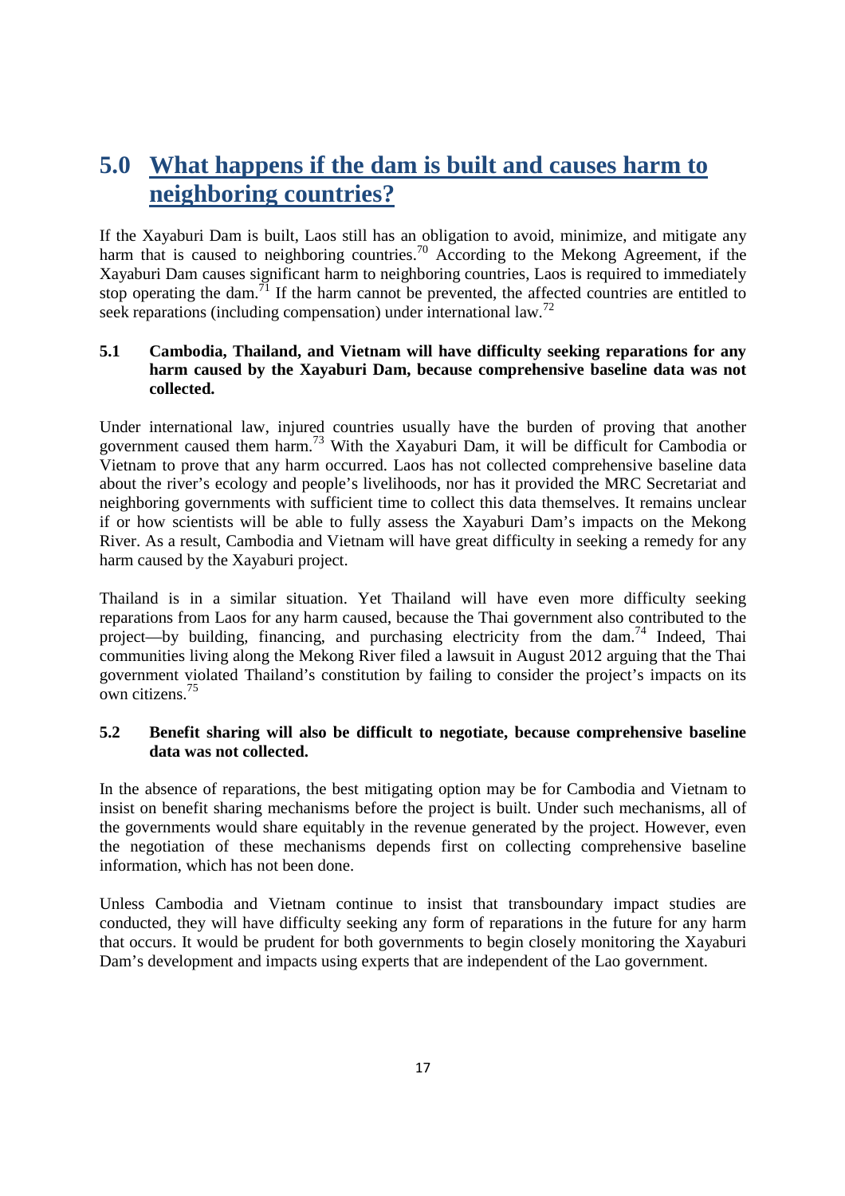# 5.0 What happens if the dam is built and causes harm to neighboring countries?

If the Xayaburi Dam is built, Laos still has an obligation to avoid, minimize, and mitigate any harm that is caused to neighboring countries.[70] According to the Mekong Agreement, if the Xayaburi Dam causes significant harm to neighboring countries, Laos is required to immediately stop operating the dam.[71] If the harm cannot be prevented, the affected countries are entitled to seek reparations (including compensation) under international law.[72]

## 5.1 Cambodia, Thailand, and Vietnam will have difficulty seeking reparations for any harm caused by the Xayaburi Dam, because comprehensive baseline data was not collected.

Under international law, injured countries usually have the burden of proving that another government caused them harm.[73] With the Xayaburi Dam, it will be difficult for Cambodia or Vietnam to prove that any harm occurred. Laos has not collected comprehensive baseline data about the river's ecology and people's livelihoods, nor has it provided the MRC Secretariat and neighboring governments with sufficient time to collect this data themselves. It remains unclear if or how scientists will be able to fully assess the Xayaburi Dam's impacts on the Mekong River. As a result, Cambodia and Vietnam will have great difficulty in seeking a remedy for any harm caused by the Xayaburi project.

Thailand is in a similar situation. Yet Thailand will have even more difficulty seeking reparations from Laos for any harm caused, because the Thai government also contributed to the project—by building, financing, and purchasing electricity from the dam.[74] Indeed, Thai communities living along the Mekong River filed a lawsuit in August 2012 arguing that the Thai government violated Thailand's constitution by failing to consider the project's impacts on its own citizens.[75]

## 5.2 Benefit sharing will also be difficult to negotiate, because comprehensive baseline data was not collected.

In the absence of reparations, the best mitigating option may be for Cambodia and Vietnam to insist on benefit sharing mechanisms before the project is built. Under such mechanisms, all of the governments would share equitably in the revenue generated by the project. However, even the negotiation of these mechanisms depends first on collecting comprehensive baseline information, which has not been done.

Unless Cambodia and Vietnam continue to insist that transboundary impact studies are conducted, they will have difficulty seeking any form of reparations in the future for any harm that occurs. It would be prudent for both governments to begin closely monitoring the Xayaburi Dam's development and impacts using experts that are independent of the Lao government.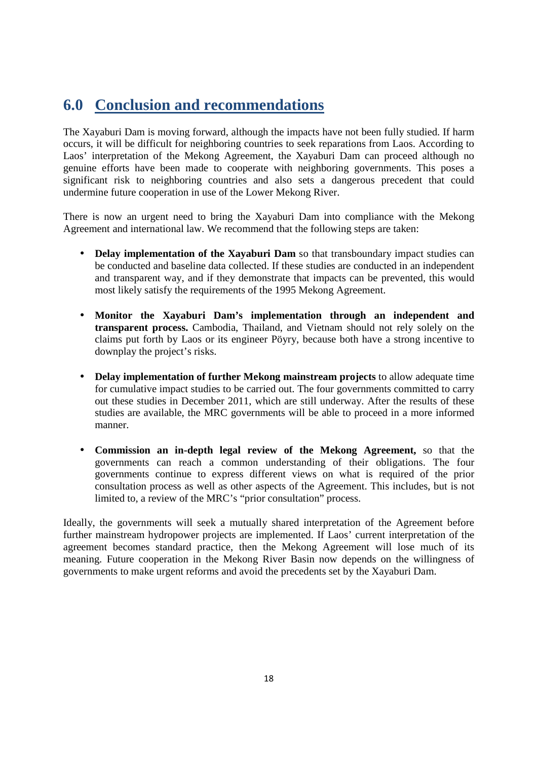## 6.0 Conclusion and recommendations

The Xayaburi Dam is moving forward, although the impacts have not been fully studied. If harm occurs, it will be difficult for neighboring countries to seek reparations from Laos. According to Laos' interpretation of the Mekong Agreement, the Xayaburi Dam can proceed although no genuine efforts have been made to cooperate with neighboring governments. This poses a significant risk to neighboring countries and also sets a dangerous precedent that could undermine future cooperation in use of the Lower Mekong River.

There is now an urgent need to bring the Xayaburi Dam into compliance with the Mekong Agreement and international law. We recommend that the following steps are taken:

- **Delay implementation of the Xayaburi Dam** so that transboundary impact studies can be conducted and baseline data collected. If these studies are conducted in an independent and transparent way, and if they demonstrate that impacts can be prevented, this would most likely satisfy the requirements of the 1995 Mekong Agreement.

- **Monitor the Xayaburi Dam's implementation through an independent and transparent process.** Cambodia, Thailand, and Vietnam should not rely solely on the claims put forth by Laos or its engineer Pöyry, because both have a strong incentive to downplay the project's risks.

- **Delay implementation of further Mekong mainstream projects** to allow adequate time for cumulative impact studies to be carried out. The four governments committed to carry out these studies in December 2011, which are still underway. After the results of these studies are available, the MRC governments will be able to proceed in a more informed manner.

- **Commission an in-depth legal review of the Mekong Agreement,** so that the governments can reach a common understanding of their obligations. The four governments continue to express different views on what is required of the prior consultation process as well as other aspects of the Agreement. This includes, but is not limited to, a review of the MRC's "prior consultation" process.

Ideally, the governments will seek a mutually shared interpretation of the Agreement before further mainstream hydropower projects are implemented. If Laos' current interpretation of the agreement becomes standard practice, then the Mekong Agreement will lose much of its meaning. Future cooperation in the Mekong River Basin now depends on the willingness of governments to make urgent reforms and avoid the precedents set by the Xayaburi Dam.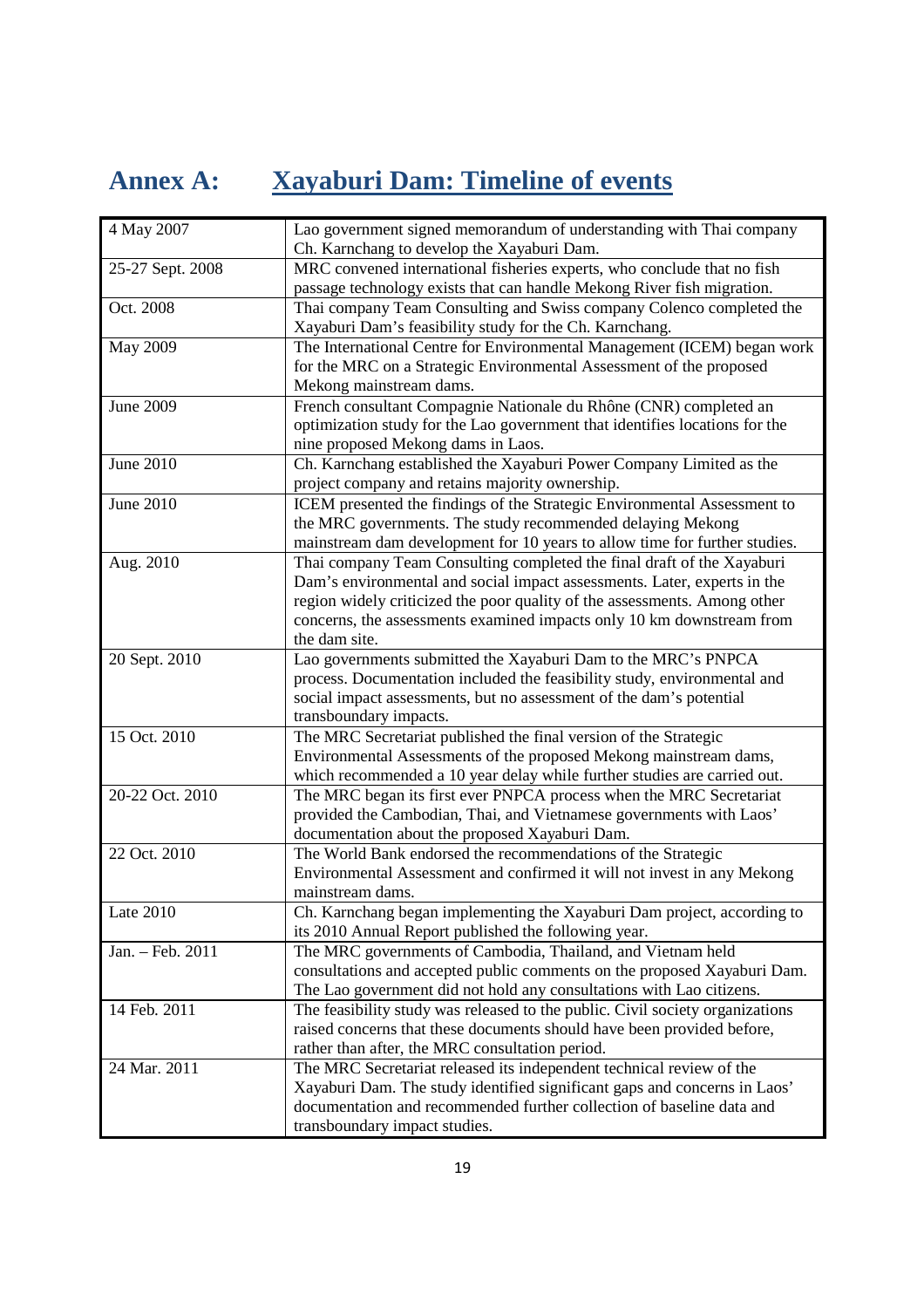# Annex A: Xayaburi Dam: Timeline of events

| | |
|---|---|
| 4 May 2007 | Lao government signed memorandum of understanding with Thai company Ch. Karnchang to develop the Xayaburi Dam. |
| 25-27 Sept. 2008 | MRC convened international fisheries experts, who conclude that no fish passage technology exists that can handle Mekong River fish migration. |
| Oct. 2008 | Thai company Team Consulting and Swiss company Colenco completed the Xayaburi Dam's feasibility study for the Ch. Karnchang. |
| May 2009 | The International Centre for Environmental Management (ICEM) began work for the MRC on a Strategic Environmental Assessment of the proposed Mekong mainstream dams. |
| June 2009 | French consultant Compagnie Nationale du Rhône (CNR) completed an optimization study for the Lao government that identifies locations for the nine proposed Mekong dams in Laos. |
| June 2010 | Ch. Karnchang established the Xayaburi Power Company Limited as the project company and retains majority ownership. |
| June 2010 | ICEM presented the findings of the Strategic Environmental Assessment to the MRC governments. The study recommended delaying Mekong mainstream dam development for 10 years to allow time for further studies. |
| Aug. 2010 | Thai company Team Consulting completed the final draft of the Xayaburi Dam's environmental and social impact assessments. Later, experts in the region widely criticized the poor quality of the assessments. Among other concerns, the assessments examined impacts only 10 km downstream from the dam site. |
| 20 Sept. 2010 | Lao governments submitted the Xayaburi Dam to the MRC's PNPCA process. Documentation included the feasibility study, environmental and social impact assessments, but no assessment of the dam's potential transboundary impacts. |
| 15 Oct. 2010 | The MRC Secretariat published the final version of the Strategic Environmental Assessments of the proposed Mekong mainstream dams, which recommended a 10 year delay while further studies are carried out. |
| 20-22 Oct. 2010 | The MRC began its first ever PNPCA process when the MRC Secretariat provided the Cambodian, Thai, and Vietnamese governments with Laos' documentation about the proposed Xayaburi Dam. |
| 22 Oct. 2010 | The World Bank endorsed the recommendations of the Strategic Environmental Assessment and confirmed it will not invest in any Mekong mainstream dams. |
| Late 2010 | Ch. Karnchang began implementing the Xayaburi Dam project, according to its 2010 Annual Report published the following year. |
| Jan. – Feb. 2011 | The MRC governments of Cambodia, Thailand, and Vietnam held consultations and accepted public comments on the proposed Xayaburi Dam. The Lao government did not hold any consultations with Lao citizens. |
| 14 Feb. 2011 | The feasibility study was released to the public. Civil society organizations raised concerns that these documents should have been provided before, rather than after, the MRC consultation period. |
| 24 Mar. 2011 | The MRC Secretariat released its independent technical review of the Xayaburi Dam. The study identified significant gaps and concerns in Laos' documentation and recommended further collection of baseline data and transboundary impact studies. |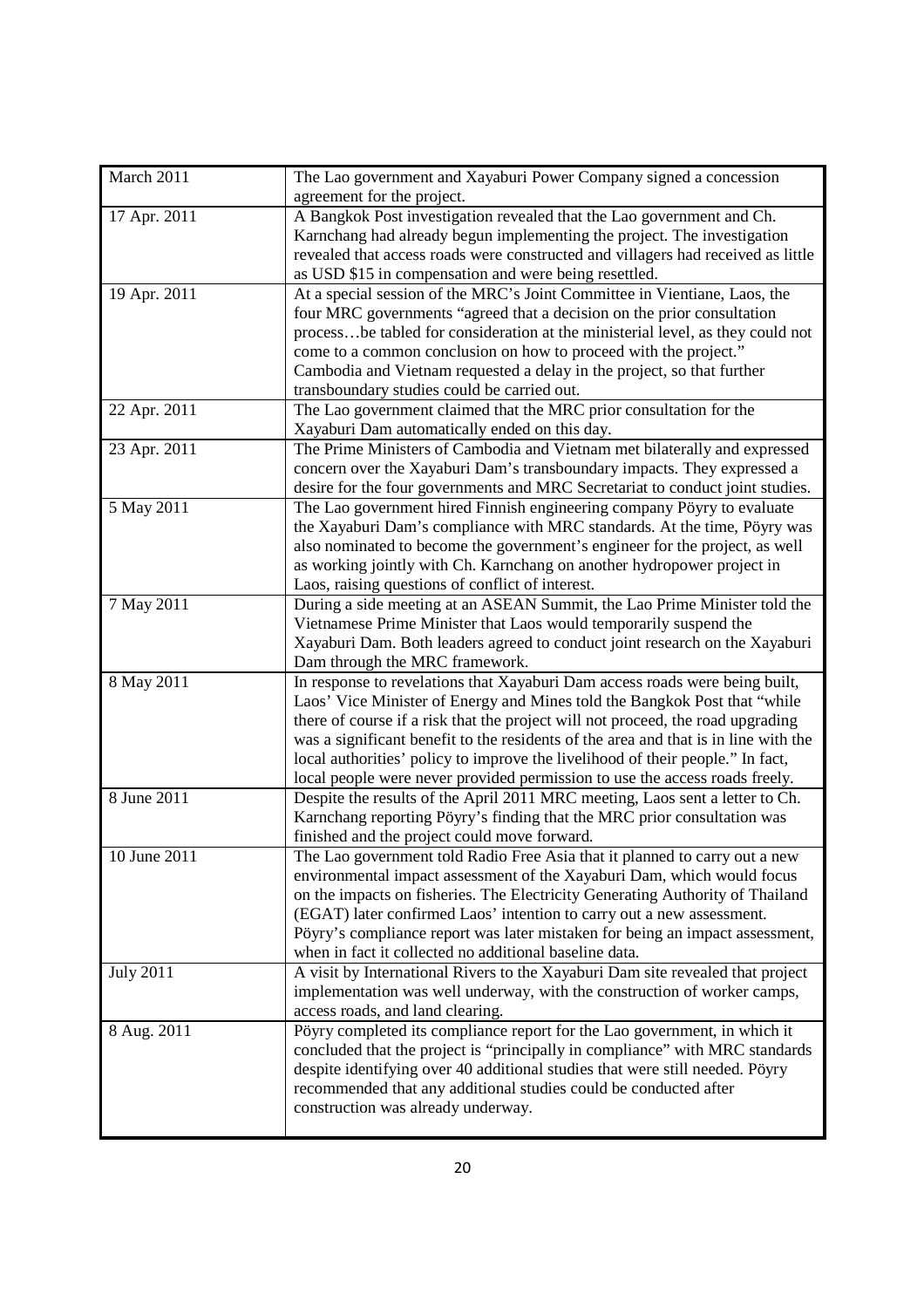| March 2011 | The Lao government and Xayaburi Power Company signed a concession agreement for the project. |
|---|---|
| 17 Apr. 2011 | A Bangkok Post investigation revealed that the Lao government and Ch. Karnchang had already begun implementing the project. The investigation revealed that access roads were constructed and villagers had received as little as USD $15 in compensation and were being resettled. |
| 19 Apr. 2011 | At a special session of the MRC's Joint Committee in Vientiane, Laos, the four MRC governments "agreed that a decision on the prior consultation process…be tabled for consideration at the ministerial level, as they could not come to a common conclusion on how to proceed with the project." Cambodia and Vietnam requested a delay in the project, so that further transboundary studies could be carried out. |
| 22 Apr. 2011 | The Lao government claimed that the MRC prior consultation for the Xayaburi Dam automatically ended on this day. |
| 23 Apr. 2011 | The Prime Ministers of Cambodia and Vietnam met bilaterally and expressed concern over the Xayaburi Dam's transboundary impacts. They expressed a desire for the four governments and MRC Secretariat to conduct joint studies. |
| 5 May 2011 | The Lao government hired Finnish engineering company Pöyry to evaluate the Xayaburi Dam's compliance with MRC standards. At the time, Pöyry was also nominated to become the government's engineer for the project, as well as working jointly with Ch. Karnchang on another hydropower project in Laos, raising questions of conflict of interest. |
| 7 May 2011 | During a side meeting at an ASEAN Summit, the Lao Prime Minister told the Vietnamese Prime Minister that Laos would temporarily suspend the Xayaburi Dam. Both leaders agreed to conduct joint research on the Xayaburi Dam through the MRC framework. |
| 8 May 2011 | In response to revelations that Xayaburi Dam access roads were being built, Laos' Vice Minister of Energy and Mines told the Bangkok Post that "while there of course if a risk that the project will not proceed, the road upgrading was a significant benefit to the residents of the area and that is in line with the local authorities' policy to improve the livelihood of their people." In fact, local people were never provided permission to use the access roads freely. |
| 8 June 2011 | Despite the results of the April 2011 MRC meeting, Laos sent a letter to Ch. Karnchang reporting Pöyry's finding that the MRC prior consultation was finished and the project could move forward. |
| 10 June 2011 | The Lao government told Radio Free Asia that it planned to carry out a new environmental impact assessment of the Xayaburi Dam, which would focus on the impacts on fisheries. The Electricity Generating Authority of Thailand (EGAT) later confirmed Laos' intention to carry out a new assessment. Pöyry's compliance report was later mistaken for being an impact assessment, when in fact it collected no additional baseline data. |
| July 2011 | A visit by International Rivers to the Xayaburi Dam site revealed that project implementation was well underway, with the construction of worker camps, access roads, and land clearing. |
| 8 Aug. 2011 | Pöyry completed its compliance report for the Lao government, in which it concluded that the project is "principally in compliance" with MRC standards despite identifying over 40 additional studies that were still needed. Pöyry recommended that any additional studies could be conducted after construction was already underway. |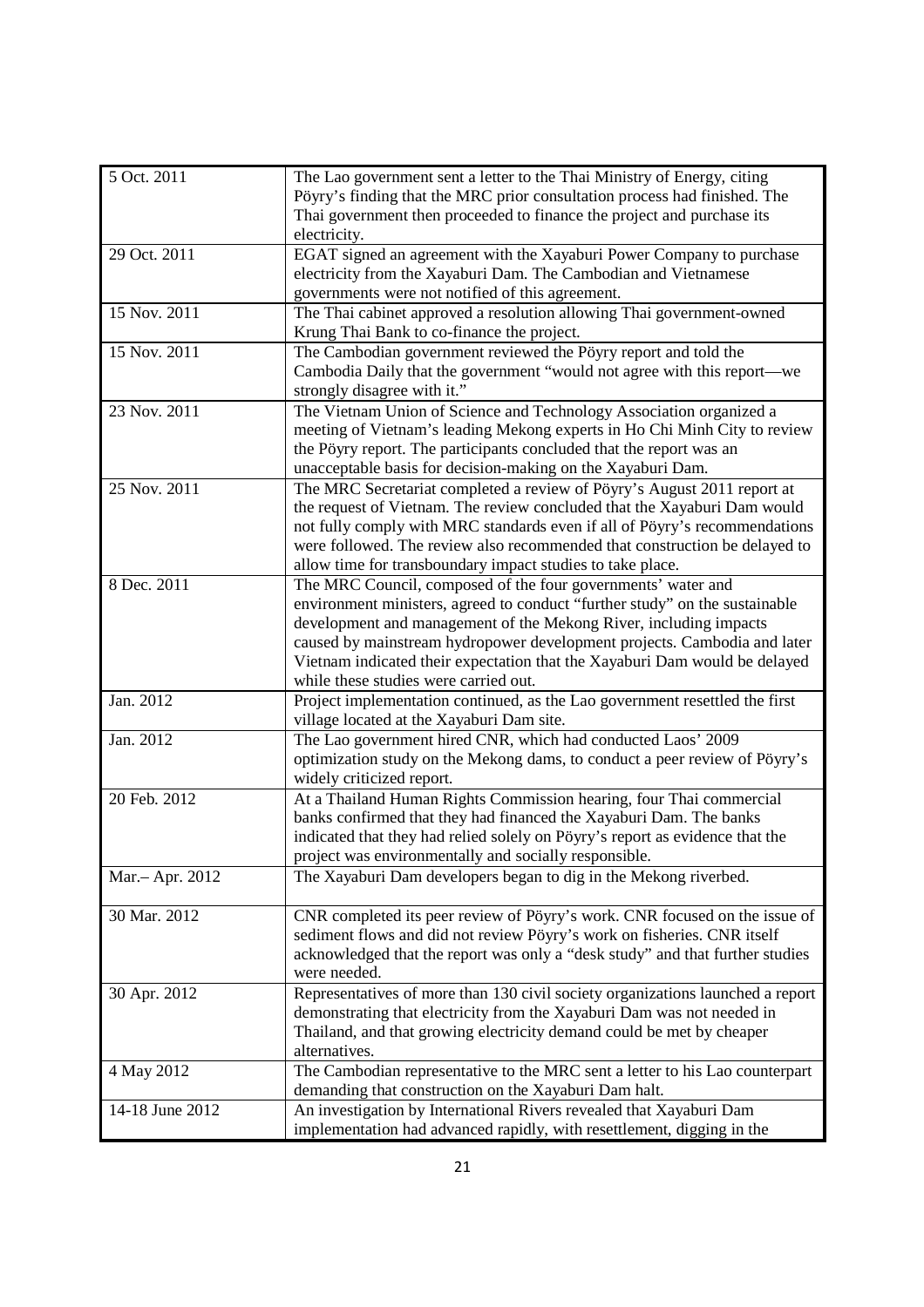| | |
|---|---|
| 5 Oct. 2011 | The Lao government sent a letter to the Thai Ministry of Energy, citing Pöyry's finding that the MRC prior consultation process had finished. The Thai government then proceeded to finance the project and purchase its electricity. |
| 29 Oct. 2011 | EGAT signed an agreement with the Xayaburi Power Company to purchase electricity from the Xayaburi Dam. The Cambodian and Vietnamese governments were not notified of this agreement. |
| 15 Nov. 2011 | The Thai cabinet approved a resolution allowing Thai government-owned Krung Thai Bank to co-finance the project. |
| 15 Nov. 2011 | The Cambodian government reviewed the Pöyry report and told the Cambodia Daily that the government "would not agree with this report—we strongly disagree with it." |
| 23 Nov. 2011 | The Vietnam Union of Science and Technology Association organized a meeting of Vietnam's leading Mekong experts in Ho Chi Minh City to review the Pöyry report. The participants concluded that the report was an unacceptable basis for decision-making on the Xayaburi Dam. |
| 25 Nov. 2011 | The MRC Secretariat completed a review of Pöyry's August 2011 report at the request of Vietnam. The review concluded that the Xayaburi Dam would not fully comply with MRC standards even if all of Pöyry's recommendations were followed. The review also recommended that construction be delayed to allow time for transboundary impact studies to take place. |
| 8 Dec. 2011 | The MRC Council, composed of the four governments' water and environment ministers, agreed to conduct "further study" on the sustainable development and management of the Mekong River, including impacts caused by mainstream hydropower development projects. Cambodia and later Vietnam indicated their expectation that the Xayaburi Dam would be delayed while these studies were carried out. |
| Jan. 2012 | Project implementation continued, as the Lao government resettled the first village located at the Xayaburi Dam site. |
| Jan. 2012 | The Lao government hired CNR, which had conducted Laos' 2009 optimization study on the Mekong dams, to conduct a peer review of Pöyry's widely criticized report. |
| 20 Feb. 2012 | At a Thailand Human Rights Commission hearing, four Thai commercial banks confirmed that they had financed the Xayaburi Dam. The banks indicated that they had relied solely on Pöyry's report as evidence that the project was environmentally and socially responsible. |
| Mar.– Apr. 2012 | The Xayaburi Dam developers began to dig in the Mekong riverbed. |
| 30 Mar. 2012 | CNR completed its peer review of Pöyry's work. CNR focused on the issue of sediment flows and did not review Pöyry's work on fisheries. CNR itself acknowledged that the report was only a "desk study" and that further studies were needed. |
| 30 Apr. 2012 | Representatives of more than 130 civil society organizations launched a report demonstrating that electricity from the Xayaburi Dam was not needed in Thailand, and that growing electricity demand could be met by cheaper alternatives. |
| 4 May 2012 | The Cambodian representative to the MRC sent a letter to his Lao counterpart demanding that construction on the Xayaburi Dam halt. |
| 14-18 June 2012 | An investigation by International Rivers revealed that Xayaburi Dam implementation had advanced rapidly, with resettlement, digging in the |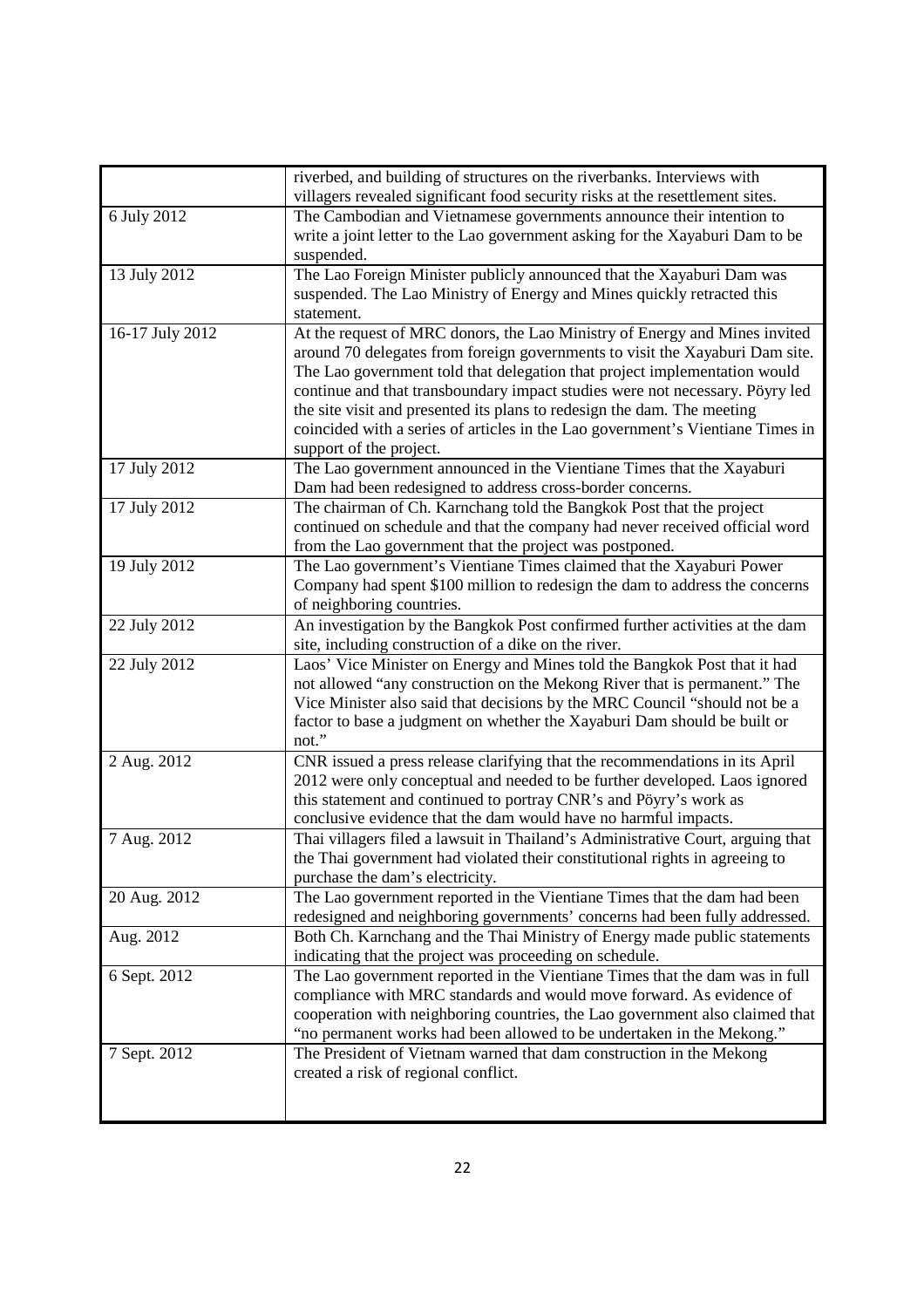| | |
|---|---|
| | riverbed, and building of structures on the riverbanks. Interviews with villagers revealed significant food security risks at the resettlement sites. |
| 6 July 2012 | The Cambodian and Vietnamese governments announce their intention to write a joint letter to the Lao government asking for the Xayaburi Dam to be suspended. |
| 13 July 2012 | The Lao Foreign Minister publicly announced that the Xayaburi Dam was suspended. The Lao Ministry of Energy and Mines quickly retracted this statement. |
| 16-17 July 2012 | At the request of MRC donors, the Lao Ministry of Energy and Mines invited around 70 delegates from foreign governments to visit the Xayaburi Dam site. The Lao government told that delegation that project implementation would continue and that transboundary impact studies were not necessary. Pöyry led the site visit and presented its plans to redesign the dam. The meeting coincided with a series of articles in the Lao government's Vientiane Times in support of the project. |
| 17 July 2012 | The Lao government announced in the Vientiane Times that the Xayaburi Dam had been redesigned to address cross-border concerns. |
| 17 July 2012 | The chairman of Ch. Karnchang told the Bangkok Post that the project continued on schedule and that the company had never received official word from the Lao government that the project was postponed. |
| 19 July 2012 | The Lao government's Vientiane Times claimed that the Xayaburi Power Company had spent $100 million to redesign the dam to address the concerns of neighboring countries. |
| 22 July 2012 | An investigation by the Bangkok Post confirmed further activities at the dam site, including construction of a dike on the river. |
| 22 July 2012 | Laos' Vice Minister on Energy and Mines told the Bangkok Post that it had not allowed "any construction on the Mekong River that is permanent." The Vice Minister also said that decisions by the MRC Council "should not be a factor to base a judgment on whether the Xayaburi Dam should be built or not." |
| 2 Aug. 2012 | CNR issued a press release clarifying that the recommendations in its April 2012 were only conceptual and needed to be further developed. Laos ignored this statement and continued to portray CNR's and Pöyry's work as conclusive evidence that the dam would have no harmful impacts. |
| 7 Aug. 2012 | Thai villagers filed a lawsuit in Thailand's Administrative Court, arguing that the Thai government had violated their constitutional rights in agreeing to purchase the dam's electricity. |
| 20 Aug. 2012 | The Lao government reported in the Vientiane Times that the dam had been redesigned and neighboring governments' concerns had been fully addressed. |
| Aug. 2012 | Both Ch. Karnchang and the Thai Ministry of Energy made public statements indicating that the project was proceeding on schedule. |
| 6 Sept. 2012 | The Lao government reported in the Vientiane Times that the dam was in full compliance with MRC standards and would move forward. As evidence of cooperation with neighboring countries, the Lao government also claimed that "no permanent works had been allowed to be undertaken in the Mekong." |
| 7 Sept. 2012 | The President of Vietnam warned that dam construction in the Mekong created a risk of regional conflict. |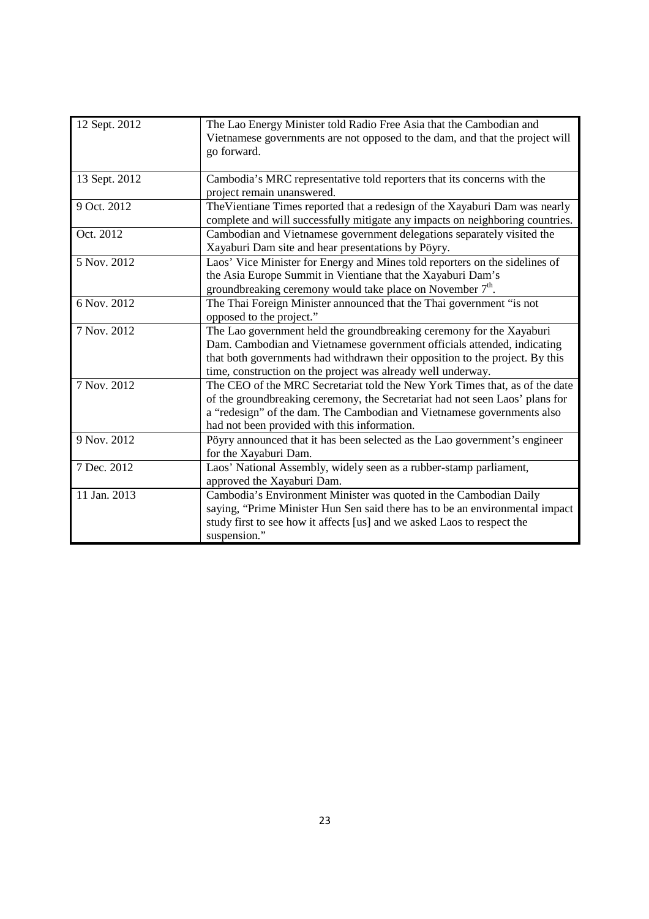| | |
|---|---|
| 12 Sept. 2012 | The Lao Energy Minister told Radio Free Asia that the Cambodian and Vietnamese governments are not opposed to the dam, and that the project will go forward. |
| 13 Sept. 2012 | Cambodia's MRC representative told reporters that its concerns with the project remain unanswered. |
| 9 Oct. 2012 | TheVientiane Times reported that a redesign of the Xayaburi Dam was nearly complete and will successfully mitigate any impacts on neighboring countries. |
| Oct. 2012 | Cambodian and Vietnamese government delegations separately visited the Xayaburi Dam site and hear presentations by Pöyry. |
| 5 Nov. 2012 | Laos' Vice Minister for Energy and Mines told reporters on the sidelines of the Asia Europe Summit in Vientiane that the Xayaburi Dam's groundbreaking ceremony would take place on November 7th. |
| 6 Nov. 2012 | The Thai Foreign Minister announced that the Thai government "is not opposed to the project." |
| 7 Nov. 2012 | The Lao government held the groundbreaking ceremony for the Xayaburi Dam. Cambodian and Vietnamese government officials attended, indicating that both governments had withdrawn their opposition to the project. By this time, construction on the project was already well underway. |
| 7 Nov. 2012 | The CEO of the MRC Secretariat told the New York Times that, as of the date of the groundbreaking ceremony, the Secretariat had not seen Laos' plans for a "redesign" of the dam. The Cambodian and Vietnamese governments also had not been provided with this information. |
| 9 Nov. 2012 | Pöyry announced that it has been selected as the Lao government's engineer for the Xayaburi Dam. |
| 7 Dec. 2012 | Laos' National Assembly, widely seen as a rubber-stamp parliament, approved the Xayaburi Dam. |
| 11 Jan. 2013 | Cambodia's Environment Minister was quoted in the Cambodian Daily saying, "Prime Minister Hun Sen said there has to be an environmental impact study first to see how it affects [us] and we asked Laos to respect the suspension." |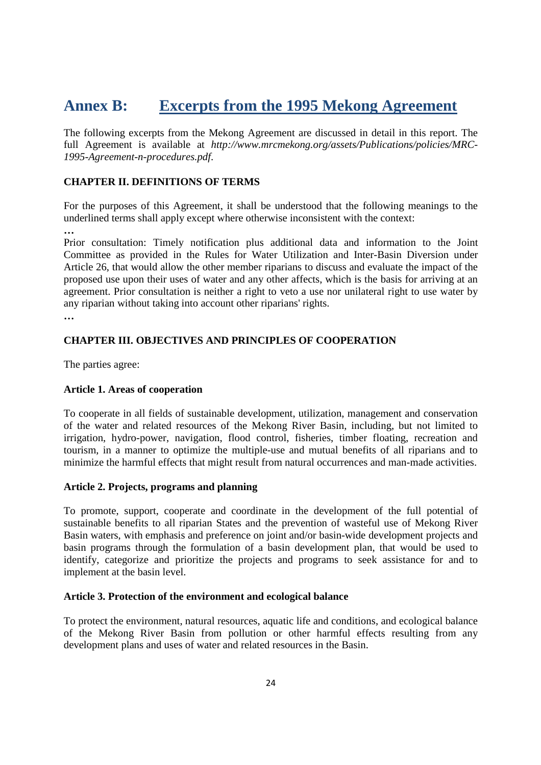# Annex B: Excerpts from the 1995 Mekong Agreement

The following excerpts from the Mekong Agreement are discussed in detail in this report. The full Agreement is available at *http://www.mrcmekong.org/assets/Publications/policies/MRC-1995-Agreement-n-procedures.pdf*.

**CHAPTER II. DEFINITIONS OF TERMS**

For the purposes of this Agreement, it shall be understood that the following meanings to the underlined terms shall apply except where otherwise inconsistent with the context:

…

Prior consultation: Timely notification plus additional data and information to the Joint Committee as provided in the Rules for Water Utilization and Inter-Basin Diversion under Article 26, that would allow the other member riparians to discuss and evaluate the impact of the proposed use upon their uses of water and any other affects, which is the basis for arriving at an agreement. Prior consultation is neither a right to veto a use nor unilateral right to use water by any riparian without taking into account other riparians' rights.

…

**CHAPTER III. OBJECTIVES AND PRINCIPLES OF COOPERATION**

The parties agree:

**Article 1. Areas of cooperation**

To cooperate in all fields of sustainable development, utilization, management and conservation of the water and related resources of the Mekong River Basin, including, but not limited to irrigation, hydro-power, navigation, flood control, fisheries, timber floating, recreation and tourism, in a manner to optimize the multiple-use and mutual benefits of all riparians and to minimize the harmful effects that might result from natural occurrences and man-made activities.

**Article 2. Projects, programs and planning**

To promote, support, cooperate and coordinate in the development of the full potential of sustainable benefits to all riparian States and the prevention of wasteful use of Mekong River Basin waters, with emphasis and preference on joint and/or basin-wide development projects and basin programs through the formulation of a basin development plan, that would be used to identify, categorize and prioritize the projects and programs to seek assistance for and to implement at the basin level.

**Article 3. Protection of the environment and ecological balance**

To protect the environment, natural resources, aquatic life and conditions, and ecological balance of the Mekong River Basin from pollution or other harmful effects resulting from any development plans and uses of water and related resources in the Basin.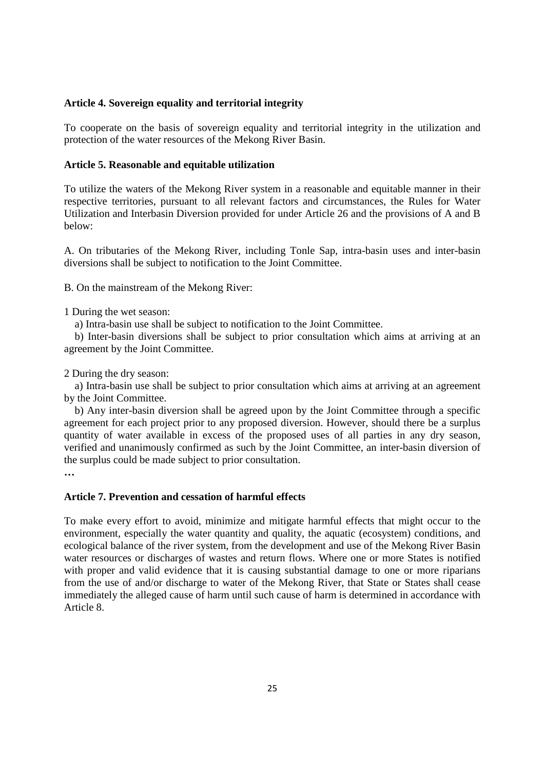**Article 4. Sovereign equality and territorial integrity**

To cooperate on the basis of sovereign equality and territorial integrity in the utilization and protection of the water resources of the Mekong River Basin.

**Article 5. Reasonable and equitable utilization**

To utilize the waters of the Mekong River system in a reasonable and equitable manner in their respective territories, pursuant to all relevant factors and circumstances, the Rules for Water Utilization and Interbasin Diversion provided for under Article 26 and the provisions of A and B below:

A. On tributaries of the Mekong River, including Tonle Sap, intra-basin uses and inter-basin diversions shall be subject to notification to the Joint Committee.

B. On the mainstream of the Mekong River:

1 During the wet season:

a) Intra-basin use shall be subject to notification to the Joint Committee.

b) Inter-basin diversions shall be subject to prior consultation which aims at arriving at an agreement by the Joint Committee.

2 During the dry season:

a) Intra-basin use shall be subject to prior consultation which aims at arriving at an agreement by the Joint Committee.

b) Any inter-basin diversion shall be agreed upon by the Joint Committee through a specific agreement for each project prior to any proposed diversion. However, should there be a surplus quantity of water available in excess of the proposed uses of all parties in any dry season, verified and unanimously confirmed as such by the Joint Committee, an inter-basin diversion of the surplus could be made subject to prior consultation.

**…**

**Article 7. Prevention and cessation of harmful effects**

To make every effort to avoid, minimize and mitigate harmful effects that might occur to the environment, especially the water quantity and quality, the aquatic (ecosystem) conditions, and ecological balance of the river system, from the development and use of the Mekong River Basin water resources or discharges of wastes and return flows. Where one or more States is notified with proper and valid evidence that it is causing substantial damage to one or more riparians from the use of and/or discharge to water of the Mekong River, that State or States shall cease immediately the alleged cause of harm until such cause of harm is determined in accordance with Article 8.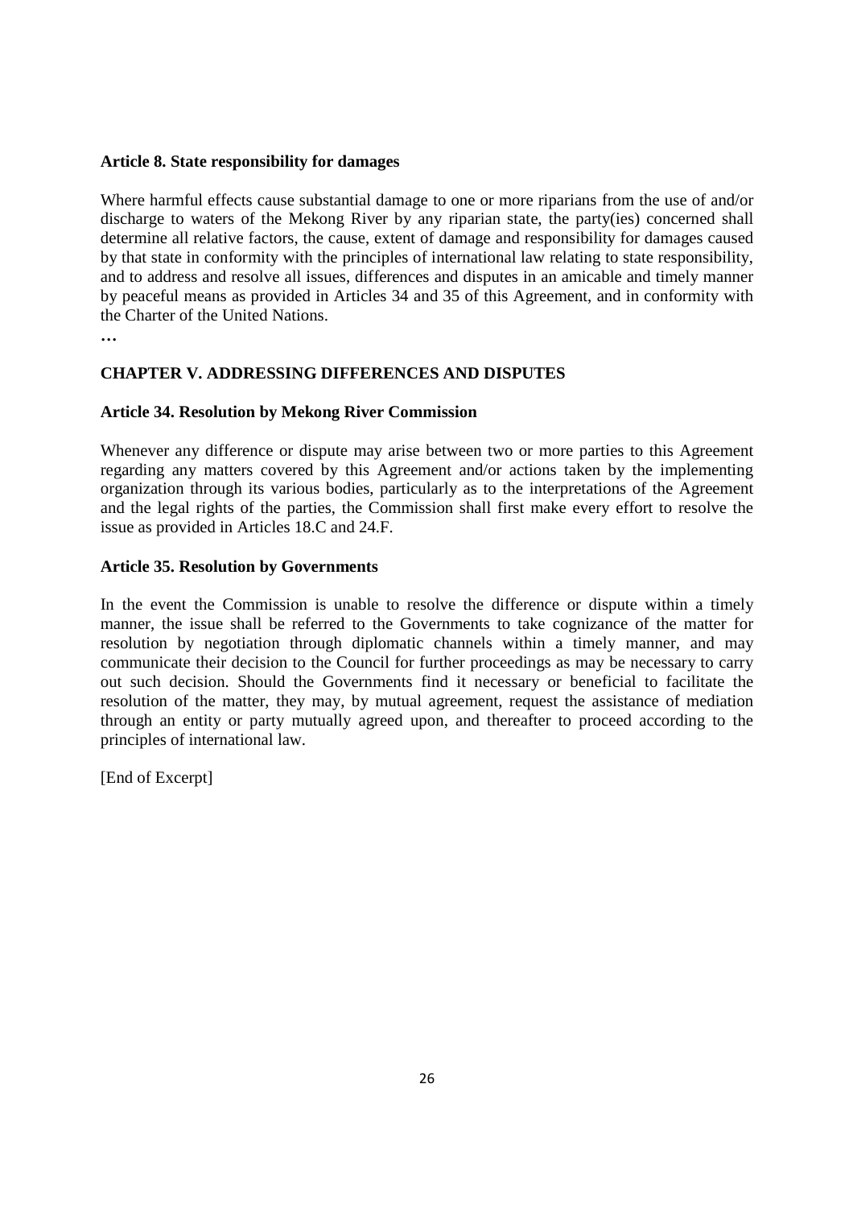**Article 8. State responsibility for damages**

Where harmful effects cause substantial damage to one or more riparians from the use of and/or discharge to waters of the Mekong River by any riparian state, the party(ies) concerned shall determine all relative factors, the cause, extent of damage and responsibility for damages caused by that state in conformity with the principles of international law relating to state responsibility, and to address and resolve all issues, differences and disputes in an amicable and timely manner by peaceful means as provided in Articles 34 and 35 of this Agreement, and in conformity with the Charter of the United Nations.

…

**CHAPTER V. ADDRESSING DIFFERENCES AND DISPUTES**

**Article 34. Resolution by Mekong River Commission**

Whenever any difference or dispute may arise between two or more parties to this Agreement regarding any matters covered by this Agreement and/or actions taken by the implementing organization through its various bodies, particularly as to the interpretations of the Agreement and the legal rights of the parties, the Commission shall first make every effort to resolve the issue as provided in Articles 18.C and 24.F.

**Article 35. Resolution by Governments**

In the event the Commission is unable to resolve the difference or dispute within a timely manner, the issue shall be referred to the Governments to take cognizance of the matter for resolution by negotiation through diplomatic channels within a timely manner, and may communicate their decision to the Council for further proceedings as may be necessary to carry out such decision. Should the Governments find it necessary or beneficial to facilitate the resolution of the matter, they may, by mutual agreement, request the assistance of mediation through an entity or party mutually agreed upon, and thereafter to proceed according to the principles of international law.

[End of Excerpt]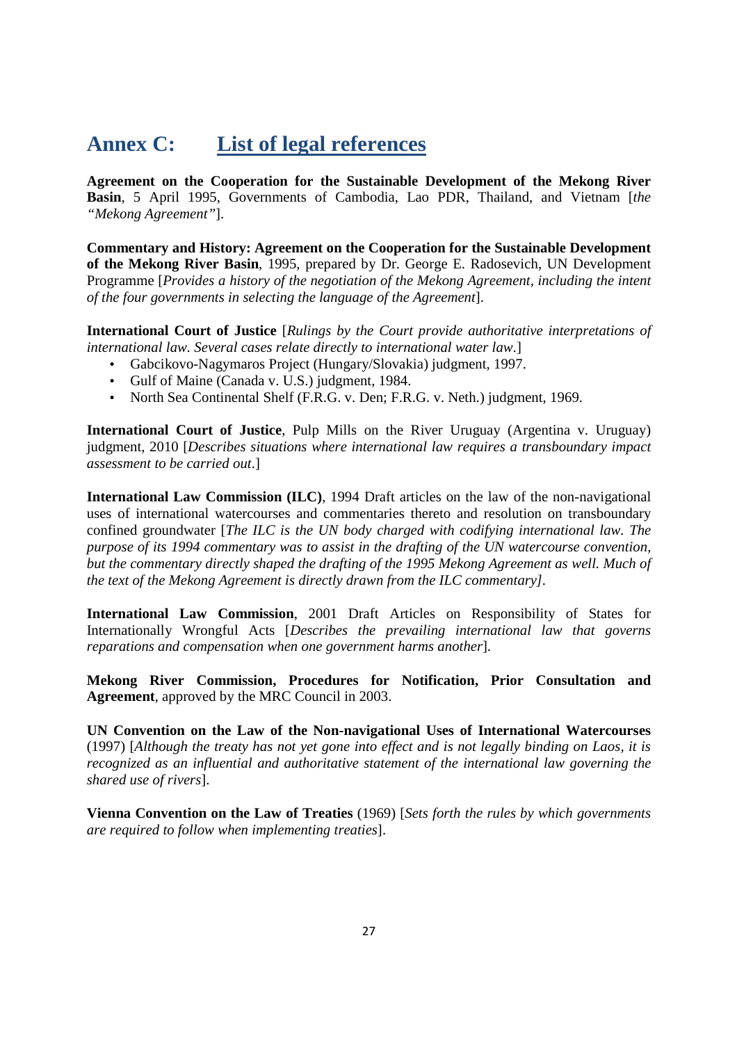# Annex C: List of legal references

**Agreement on the Cooperation for the Sustainable Development of the Mekong River Basin**, 5 April 1995, Governments of Cambodia, Lao PDR, Thailand, and Vietnam [*the "Mekong Agreement"*].

**Commentary and History: Agreement on the Cooperation for the Sustainable Development of the Mekong River Basin**, 1995, prepared by Dr. George E. Radosevich, UN Development Programme [*Provides a history of the negotiation of the Mekong Agreement, including the intent of the four governments in selecting the language of the Agreement*].

**International Court of Justice** [*Rulings by the Court provide authoritative interpretations of international law. Several cases relate directly to international water law.*]

- Gabcikovo-Nagymaros Project (Hungary/Slovakia) judgment, 1997.
- Gulf of Maine (Canada v. U.S.) judgment, 1984.
- North Sea Continental Shelf (F.R.G. v. Den; F.R.G. v. Neth.) judgment, 1969.

**International Court of Justice**, Pulp Mills on the River Uruguay (Argentina v. Uruguay) judgment, 2010 [*Describes situations where international law requires a transboundary impact assessment to be carried out*.]

**International Law Commission (ILC)**, 1994 Draft articles on the law of the non-navigational uses of international watercourses and commentaries thereto and resolution on transboundary confined groundwater [*The ILC is the UN body charged with codifying international law. The purpose of its 1994 commentary was to assist in the drafting of the UN watercourse convention, but the commentary directly shaped the drafting of the 1995 Mekong Agreement as well. Much of the text of the Mekong Agreement is directly drawn from the ILC commentary]*.

**International Law Commission**, 2001 Draft Articles on Responsibility of States for Internationally Wrongful Acts [*Describes the prevailing international law that governs reparations and compensation when one government harms another*].

**Mekong River Commission, Procedures for Notification, Prior Consultation and Agreement**, approved by the MRC Council in 2003.

**UN Convention on the Law of the Non-navigational Uses of International Watercourses** (1997) [*Although the treaty has not yet gone into effect and is not legally binding on Laos, it is recognized as an influential and authoritative statement of the international law governing the shared use of rivers*].

**Vienna Convention on the Law of Treaties** (1969) [*Sets forth the rules by which governments are required to follow when implementing treaties*].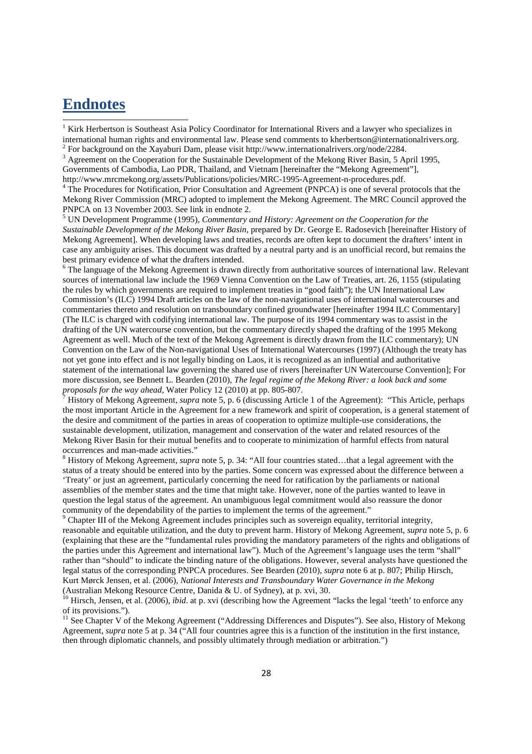# Endnotes

[1] Kirk Herbertson is Southeast Asia Policy Coordinator for International Rivers and a lawyer who specializes in international human rights and environmental law. Please send comments to kherbertson@internationalrivers.org.

[2] For background on the Xayaburi Dam, please visit http://www.internationalrivers.org/node/2284.

[3] Agreement on the Cooperation for the Sustainable Development of the Mekong River Basin, 5 April 1995, Governments of Cambodia, Lao PDR, Thailand, and Vietnam [hereinafter the "Mekong Agreement"], http://www.mrcmekong.org/assets/Publications/policies/MRC-1995-Agreement-n-procedures.pdf.

[4] The Procedures for Notification, Prior Consultation and Agreement (PNPCA) is one of several protocols that the Mekong River Commission (MRC) adopted to implement the Mekong Agreement. The MRC Council approved the PNPCA on 13 November 2003. See link in endnote 2.

[5] UN Development Programme (1995), *Commentary and History: Agreement on the Cooperation for the Sustainable Development of the Mekong River Basin*, prepared by Dr. George E. Radosevich [hereinafter History of Mekong Agreement]. When developing laws and treaties, records are often kept to document the drafters' intent in case any ambiguity arises. This document was drafted by a neutral party and is an unofficial record, but remains the best primary evidence of what the drafters intended.

[6] The language of the Mekong Agreement is drawn directly from authoritative sources of international law. Relevant sources of international law include the 1969 Vienna Convention on the Law of Treaties, art. 26, 1155 (stipulating the rules by which governments are required to implement treaties in "good faith"); the UN International Law Commission's (ILC) 1994 Draft articles on the law of the non-navigational uses of international watercourses and commentaries thereto and resolution on transboundary confined groundwater [hereinafter 1994 ILC Commentary] (The ILC is charged with codifying international law. The purpose of its 1994 commentary was to assist in the drafting of the UN watercourse convention, but the commentary directly shaped the drafting of the 1995 Mekong Agreement as well. Much of the text of the Mekong Agreement is directly drawn from the ILC commentary); UN Convention on the Law of the Non-navigational Uses of International Watercourses (1997) (Although the treaty has not yet gone into effect and is not legally binding on Laos, it is recognized as an influential and authoritative statement of the international law governing the shared use of rivers [hereinafter UN Watercourse Convention]; For more discussion, see Bennett L. Bearden (2010), *The legal regime of the Mekong River: a look back and some proposals for the way ahead*, Water Policy 12 (2010) at pp. 805-807.

[7] History of Mekong Agreement, *supra* note 5, p. 6 (discussing Article 1 of the Agreement): "This Article, perhaps the most important Article in the Agreement for a new framework and spirit of cooperation, is a general statement of the desire and commitment of the parties in areas of cooperation to optimize multiple-use considerations, the sustainable development, utilization, management and conservation of the water and related resources of the Mekong River Basin for their mutual benefits and to cooperate to minimization of harmful effects from natural occurrences and man-made activities."

[8] History of Mekong Agreement, *supra* note 5, p. 34: "All four countries stated…that a legal agreement with the status of a treaty should be entered into by the parties. Some concern was expressed about the difference between a 'Treaty' or just an agreement, particularly concerning the need for ratification by the parliaments or national assemblies of the member states and the time that might take. However, none of the parties wanted to leave in question the legal status of the agreement. An unambiguous legal commitment would also reassure the donor community of the dependability of the parties to implement the terms of the agreement."

[9] Chapter III of the Mekong Agreement includes principles such as sovereign equality, territorial integrity, reasonable and equitable utilization, and the duty to prevent harm. History of Mekong Agreement, *supra* note 5, p. 6 (explaining that these are the "fundamental rules providing the mandatory parameters of the rights and obligations of the parties under this Agreement and international law"). Much of the Agreement's language uses the term "shall" rather than "should" to indicate the binding nature of the obligations. However, several analysts have questioned the legal status of the corresponding PNPCA procedures. See Bearden (2010), *supra* note 6 at p. 807; Philip Hirsch, Kurt Mørck Jensen, et al. (2006), *National Interests and Transboundary Water Governance in the Mekong* (Australian Mekong Resource Centre, Danida & U. of Sydney), at p. xvi, 30.

[10] Hirsch, Jensen, et al. (2006), *ibid*. at p. xvi (describing how the Agreement "lacks the legal 'teeth' to enforce any of its provisions.").

[11] See Chapter V of the Mekong Agreement ("Addressing Differences and Disputes"). See also, History of Mekong Agreement, *supra* note 5 at p. 34 ("All four countries agree this is a function of the institution in the first instance, then through diplomatic channels, and possibly ultimately through mediation or arbitration.")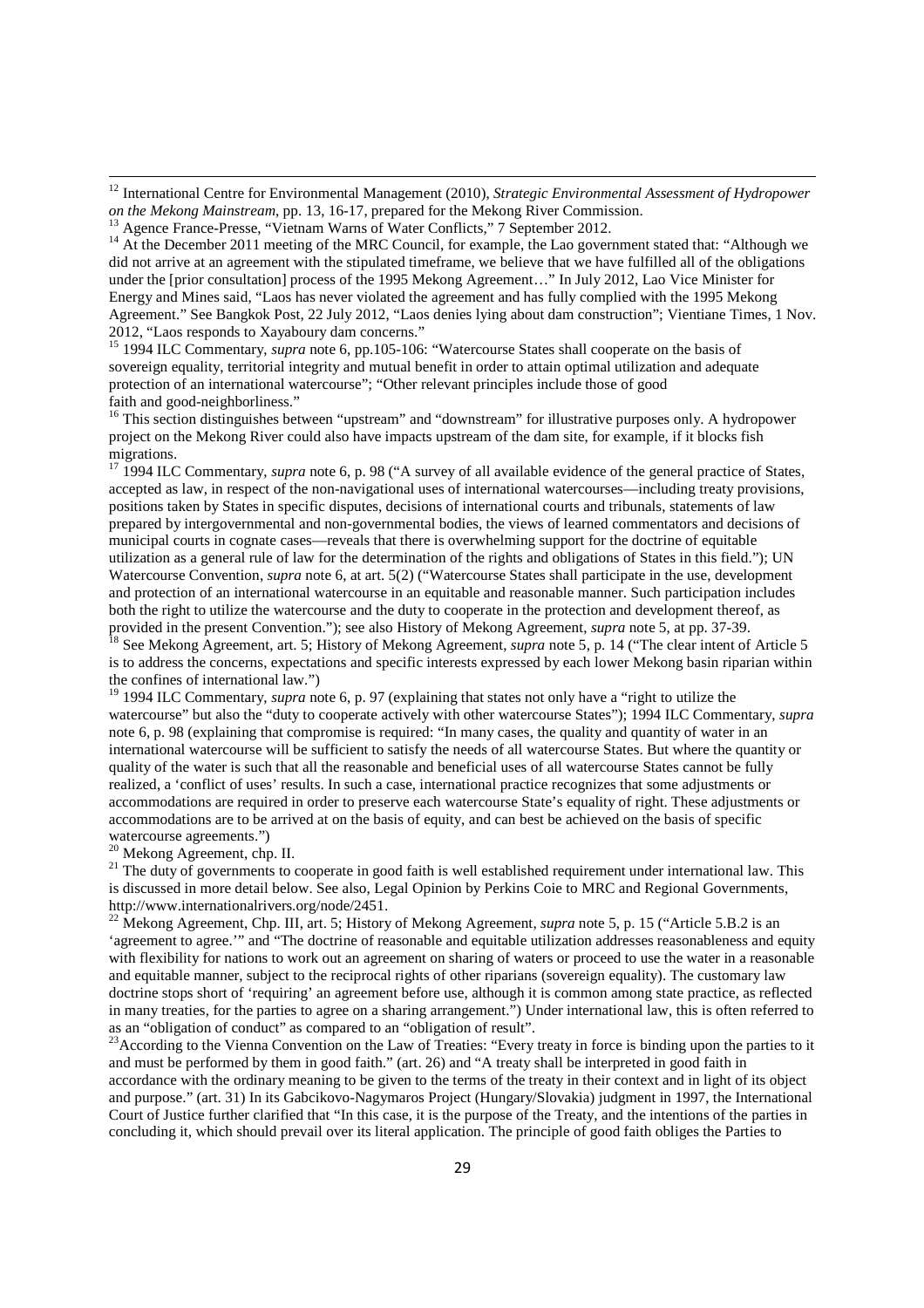[12] International Centre for Environmental Management (2010), *Strategic Environmental Assessment of Hydropower on the Mekong Mainstream*, pp. 13, 16-17, prepared for the Mekong River Commission.

[13] Agence France-Presse, "Vietnam Warns of Water Conflicts," 7 September 2012.

[14] At the December 2011 meeting of the MRC Council, for example, the Lao government stated that: "Although we did not arrive at an agreement with the stipulated timeframe, we believe that we have fulfilled all of the obligations under the [prior consultation] process of the 1995 Mekong Agreement…" In July 2012, Lao Vice Minister for Energy and Mines said, "Laos has never violated the agreement and has fully complied with the 1995 Mekong Agreement." See Bangkok Post, 22 July 2012, "Laos denies lying about dam construction"; Vientiane Times, 1 Nov. 2012, "Laos responds to Xayaboury dam concerns."

[15] 1994 ILC Commentary, *supra* note 6, pp.105-106: "Watercourse States shall cooperate on the basis of sovereign equality, territorial integrity and mutual benefit in order to attain optimal utilization and adequate protection of an international watercourse"; "Other relevant principles include those of good faith and good-neighborliness."

[16] This section distinguishes between "upstream" and "downstream" for illustrative purposes only. A hydropower project on the Mekong River could also have impacts upstream of the dam site, for example, if it blocks fish migrations.

[17] 1994 ILC Commentary, *supra* note 6, p. 98 ("A survey of all available evidence of the general practice of States, accepted as law, in respect of the non-navigational uses of international watercourses—including treaty provisions, positions taken by States in specific disputes, decisions of international courts and tribunals, statements of law prepared by intergovernmental and non-governmental bodies, the views of learned commentators and decisions of municipal courts in cognate cases—reveals that there is overwhelming support for the doctrine of equitable utilization as a general rule of law for the determination of the rights and obligations of States in this field."); UN Watercourse Convention, *supra* note 6, at art. 5(2) ("Watercourse States shall participate in the use, development and protection of an international watercourse in an equitable and reasonable manner. Such participation includes both the right to utilize the watercourse and the duty to cooperate in the protection and development thereof, as provided in the present Convention."); see also History of Mekong Agreement, *supra* note 5, at pp. 37-39.

[18] See Mekong Agreement, art. 5; History of Mekong Agreement, *supra* note 5, p. 14 ("The clear intent of Article 5 is to address the concerns, expectations and specific interests expressed by each lower Mekong basin riparian within the confines of international law.")

[19] 1994 ILC Commentary, *supra* note 6, p. 97 (explaining that states not only have a "right to utilize the watercourse" but also the "duty to cooperate actively with other watercourse States"); 1994 ILC Commentary, *supra* note 6, p. 98 (explaining that compromise is required: "In many cases, the quality and quantity of water in an international watercourse will be sufficient to satisfy the needs of all watercourse States. But where the quantity or quality of the water is such that all the reasonable and beneficial uses of all watercourse States cannot be fully realized, a 'conflict of uses' results. In such a case, international practice recognizes that some adjustments or accommodations are required in order to preserve each watercourse State's equality of right. These adjustments or accommodations are to be arrived at on the basis of equity, and can best be achieved on the basis of specific watercourse agreements.")

[20] Mekong Agreement, chp. II.

[21] The duty of governments to cooperate in good faith is well established requirement under international law. This is discussed in more detail below. See also, Legal Opinion by Perkins Coie to MRC and Regional Governments, http://www.internationalrivers.org/node/2451.

[22] Mekong Agreement, Chp. III, art. 5; History of Mekong Agreement, *supra* note 5, p. 15 ("Article 5.B.2 is an 'agreement to agree.'" and "The doctrine of reasonable and equitable utilization addresses reasonableness and equity with flexibility for nations to work out an agreement on sharing of waters or proceed to use the water in a reasonable and equitable manner, subject to the reciprocal rights of other riparians (sovereign equality). The customary law doctrine stops short of 'requiring' an agreement before use, although it is common among state practice, as reflected in many treaties, for the parties to agree on a sharing arrangement.") Under international law, this is often referred to as an "obligation of conduct" as compared to an "obligation of result".

[23] According to the Vienna Convention on the Law of Treaties: "Every treaty in force is binding upon the parties to it and must be performed by them in good faith." (art. 26) and "A treaty shall be interpreted in good faith in accordance with the ordinary meaning to be given to the terms of the treaty in their context and in light of its object and purpose." (art. 31) In its Gabcikovo-Nagymaros Project (Hungary/Slovakia) judgment in 1997, the International Court of Justice further clarified that "In this case, it is the purpose of the Treaty, and the intentions of the parties in concluding it, which should prevail over its literal application. The principle of good faith obliges the Parties to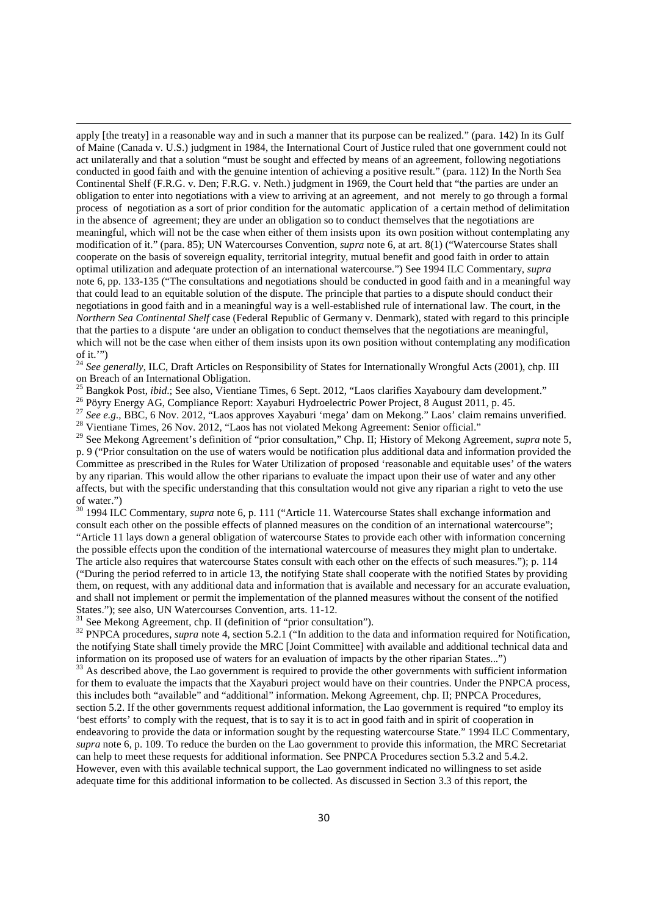apply [the treaty] in a reasonable way and in such a manner that its purpose can be realized." (para. 142) In its Gulf of Maine (Canada v. U.S.) judgment in 1984, the International Court of Justice ruled that one government could not act unilaterally and that a solution "must be sought and effected by means of an agreement, following negotiations conducted in good faith and with the genuine intention of achieving a positive result." (para. 112) In the North Sea Continental Shelf (F.R.G. v. Den; F.R.G. v. Neth.) judgment in 1969, the Court held that "the parties are under an obligation to enter into negotiations with a view to arriving at an agreement, and not merely to go through a formal process of negotiation as a sort of prior condition for the automatic application of a certain method of delimitation in the absence of agreement; they are under an obligation so to conduct themselves that the negotiations are meaningful, which will not be the case when either of them insists upon its own position without contemplating any modification of it." (para. 85); UN Watercourses Convention, *supra* note 6, at art. 8(1) ("Watercourse States shall cooperate on the basis of sovereign equality, territorial integrity, mutual benefit and good faith in order to attain optimal utilization and adequate protection of an international watercourse.") See 1994 ILC Commentary, *supra* note 6, pp. 133-135 ("The consultations and negotiations should be conducted in good faith and in a meaningful way that could lead to an equitable solution of the dispute. The principle that parties to a dispute should conduct their negotiations in good faith and in a meaningful way is a well-established rule of international law. The court, in the *Northern Sea Continental Shelf* case (Federal Republic of Germany v. Denmark), stated with regard to this principle that the parties to a dispute 'are under an obligation to conduct themselves that the negotiations are meaningful, which will not be the case when either of them insists upon its own position without contemplating any modification of it.'")

[24] *See generally*, ILC, Draft Articles on Responsibility of States for Internationally Wrongful Acts (2001), chp. III on Breach of an International Obligation.

[25] Bangkok Post, *ibid*.; See also, Vientiane Times, 6 Sept. 2012, "Laos clarifies Xayaboury dam development."

[26] Pöyry Energy AG, Compliance Report: Xayaburi Hydroelectric Power Project, 8 August 2011, p. 45.

[27] *See e.g*., BBC, 6 Nov. 2012, "Laos approves Xayaburi 'mega' dam on Mekong." Laos' claim remains unverified.

[28] Vientiane Times, 26 Nov. 2012, "Laos has not violated Mekong Agreement: Senior official."

[29] See Mekong Agreement's definition of "prior consultation," Chp. II; History of Mekong Agreement, *supra* note 5, p. 9 ("Prior consultation on the use of waters would be notification plus additional data and information provided the Committee as prescribed in the Rules for Water Utilization of proposed 'reasonable and equitable uses' of the waters by any riparian. This would allow the other riparians to evaluate the impact upon their use of water and any other affects, but with the specific understanding that this consultation would not give any riparian a right to veto the use of water.")

[30] 1994 ILC Commentary, *supra* note 6, p. 111 ("Article 11. Watercourse States shall exchange information and consult each other on the possible effects of planned measures on the condition of an international watercourse"; "Article 11 lays down a general obligation of watercourse States to provide each other with information concerning the possible effects upon the condition of the international watercourse of measures they might plan to undertake. The article also requires that watercourse States consult with each other on the effects of such measures."); p. 114 ("During the period referred to in article 13, the notifying State shall cooperate with the notified States by providing them, on request, with any additional data and information that is available and necessary for an accurate evaluation, and shall not implement or permit the implementation of the planned measures without the consent of the notified States."); see also, UN Watercourses Convention, arts. 11-12.

[31] See Mekong Agreement, chp. II (definition of "prior consultation").

[32] PNPCA procedures, *supra* note 4, section 5.2.1 ("In addition to the data and information required for Notification, the notifying State shall timely provide the MRC [Joint Committee] with available and additional technical data and information on its proposed use of waters for an evaluation of impacts by the other riparian States...")

[33] As described above, the Lao government is required to provide the other governments with sufficient information for them to evaluate the impacts that the Xayaburi project would have on their countries. Under the PNPCA process, this includes both "available" and "additional" information. Mekong Agreement, chp. II; PNPCA Procedures, section 5.2. If the other governments request additional information, the Lao government is required "to employ its 'best efforts' to comply with the request, that is to say it is to act in good faith and in spirit of cooperation in endeavoring to provide the data or information sought by the requesting watercourse State." 1994 ILC Commentary, *supra* note 6, p. 109. To reduce the burden on the Lao government to provide this information, the MRC Secretariat can help to meet these requests for additional information. See PNPCA Procedures section 5.3.2 and 5.4.2. However, even with this available technical support, the Lao government indicated no willingness to set aside adequate time for this additional information to be collected. As discussed in Section 3.3 of this report, the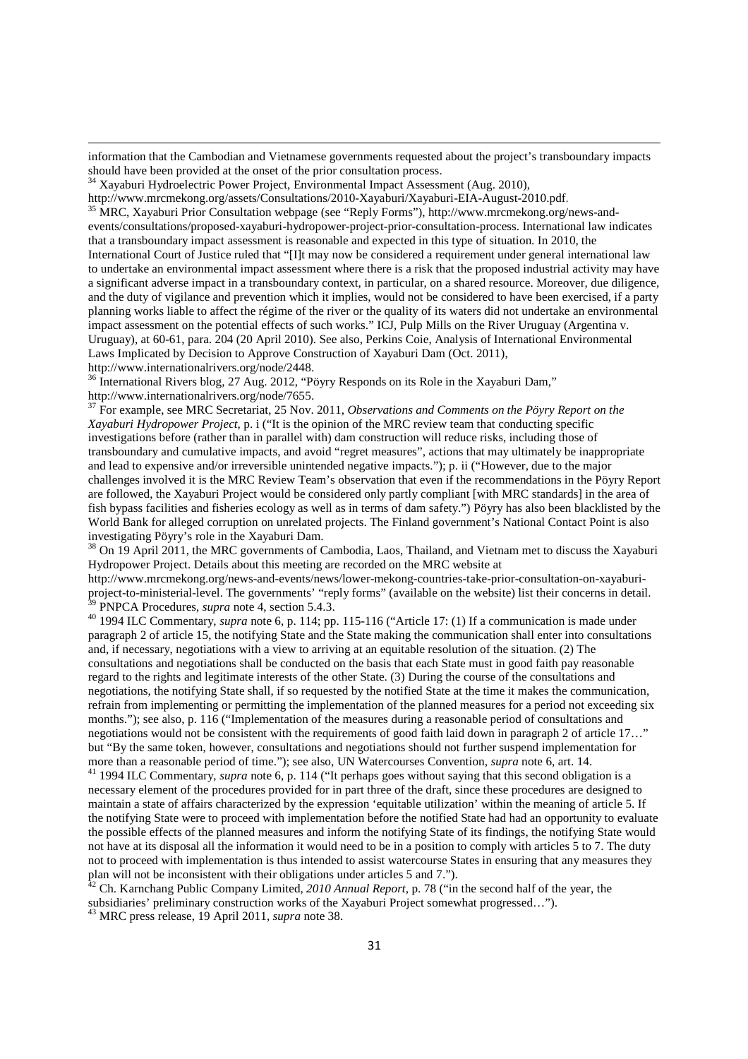information that the Cambodian and Vietnamese governments requested about the project's transboundary impacts should have been provided at the onset of the prior consultation process.

[34] Xayaburi Hydroelectric Power Project, Environmental Impact Assessment (Aug. 2010), http://www.mrcmekong.org/assets/Consultations/2010-Xayaburi/Xayaburi-EIA-August-2010.pdf.

[35] MRC, Xayaburi Prior Consultation webpage (see "Reply Forms"), http://www.mrcmekong.org/news-and-events/consultations/proposed-xayaburi-hydropower-project-prior-consultation-process. International law indicates that a transboundary impact assessment is reasonable and expected in this type of situation. In 2010, the International Court of Justice ruled that "[I]t may now be considered a requirement under general international law to undertake an environmental impact assessment where there is a risk that the proposed industrial activity may have a significant adverse impact in a transboundary context, in particular, on a shared resource. Moreover, due diligence, and the duty of vigilance and prevention which it implies, would not be considered to have been exercised, if a party planning works liable to affect the régime of the river or the quality of its waters did not undertake an environmental impact assessment on the potential effects of such works." ICJ, Pulp Mills on the River Uruguay (Argentina v. Uruguay), at 60-61, para. 204 (20 April 2010). See also, Perkins Coie, Analysis of International Environmental Laws Implicated by Decision to Approve Construction of Xayaburi Dam (Oct. 2011), http://www.internationalrivers.org/node/2448.

[36] International Rivers blog, 27 Aug. 2012, "Pöyry Responds on its Role in the Xayaburi Dam," http://www.internationalrivers.org/node/7655.

[37] For example, see MRC Secretariat, 25 Nov. 2011, *Observations and Comments on the Pöyry Report on the Xayaburi Hydropower Project*, p. i ("It is the opinion of the MRC review team that conducting specific investigations before (rather than in parallel with) dam construction will reduce risks, including those of transboundary and cumulative impacts, and avoid "regret measures", actions that may ultimately be inappropriate and lead to expensive and/or irreversible unintended negative impacts."); p. ii ("However, due to the major challenges involved it is the MRC Review Team's observation that even if the recommendations in the Pöyry Report are followed, the Xayaburi Project would be considered only partly compliant [with MRC standards] in the area of fish bypass facilities and fisheries ecology as well as in terms of dam safety.") Pöyry has also been blacklisted by the World Bank for alleged corruption on unrelated projects. The Finland government's National Contact Point is also investigating Pöyry's role in the Xayaburi Dam.

[38] On 19 April 2011, the MRC governments of Cambodia, Laos, Thailand, and Vietnam met to discuss the Xayaburi Hydropower Project. Details about this meeting are recorded on the MRC website at http://www.mrcmekong.org/news-and-events/news/lower-mekong-countries-take-prior-consultation-on-xayaburi-project-to-ministerial-level. The governments' "reply forms" (available on the website) list their concerns in detail.

[39] PNPCA Procedures, *supra* note 4, section 5.4.3.

[40] 1994 ILC Commentary, *supra* note 6, p. 114; pp. 115-116 ("Article 17: (1) If a communication is made under paragraph 2 of article 15, the notifying State and the State making the communication shall enter into consultations and, if necessary, negotiations with a view to arriving at an equitable resolution of the situation. (2) The consultations and negotiations shall be conducted on the basis that each State must in good faith pay reasonable regard to the rights and legitimate interests of the other State. (3) During the course of the consultations and negotiations, the notifying State shall, if so requested by the notified State at the time it makes the communication, refrain from implementing or permitting the implementation of the planned measures for a period not exceeding six months."); see also, p. 116 ("Implementation of the measures during a reasonable period of consultations and negotiations would not be consistent with the requirements of good faith laid down in paragraph 2 of article 17…" but "By the same token, however, consultations and negotiations should not further suspend implementation for more than a reasonable period of time."); see also, UN Watercourses Convention, *supra* note 6, art. 14.

[41] 1994 ILC Commentary, *supra* note 6, p. 114 ("It perhaps goes without saying that this second obligation is a necessary element of the procedures provided for in part three of the draft, since these procedures are designed to maintain a state of affairs characterized by the expression 'equitable utilization' within the meaning of article 5. If the notifying State were to proceed with implementation before the notified State had had an opportunity to evaluate the possible effects of the planned measures and inform the notifying State of its findings, the notifying State would not have at its disposal all the information it would need to be in a position to comply with articles 5 to 7. The duty not to proceed with implementation is thus intended to assist watercourse States in ensuring that any measures they plan will not be inconsistent with their obligations under articles 5 and 7.").

[42] Ch. Karnchang Public Company Limited, *2010 Annual Report*, p. 78 ("in the second half of the year, the subsidiaries' preliminary construction works of the Xayaburi Project somewhat progressed…").

[43] MRC press release, 19 April 2011, *supra* note 38.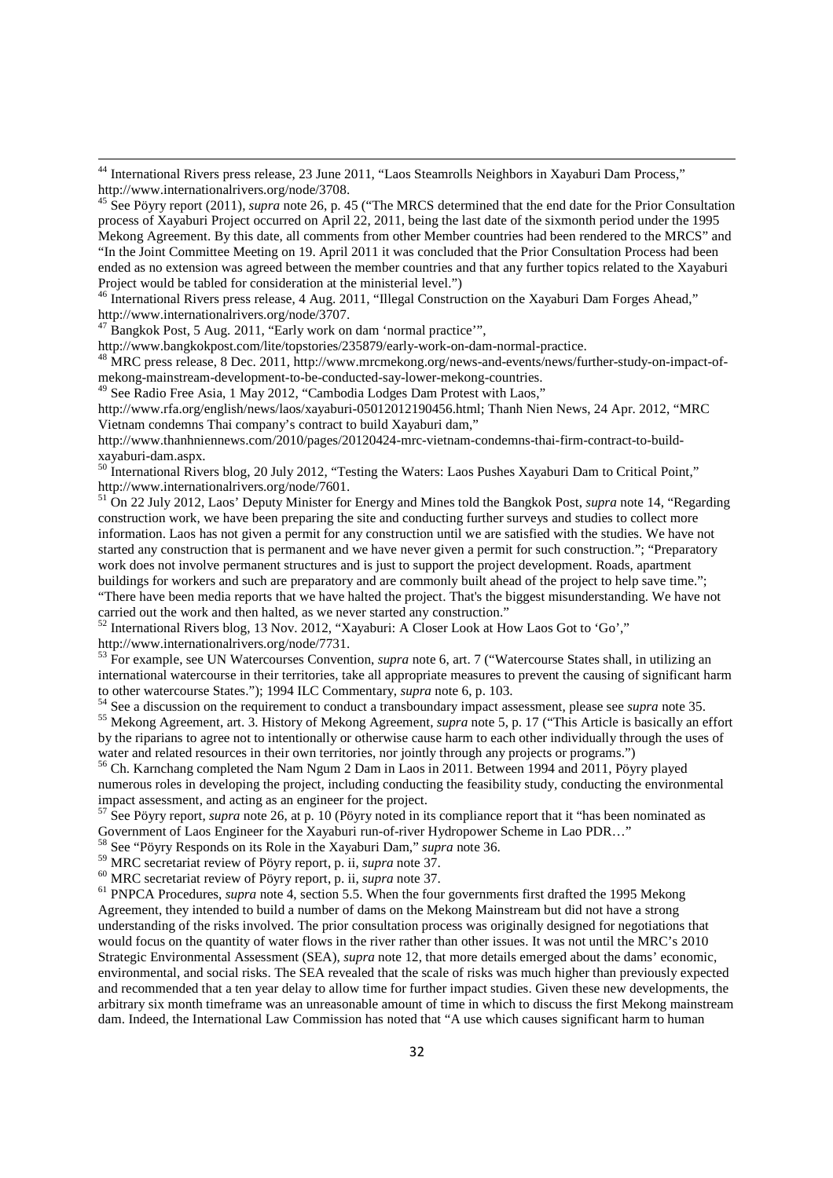[44] International Rivers press release, 23 June 2011, "Laos Steamrolls Neighbors in Xayaburi Dam Process," http://www.internationalrivers.org/node/3708.

[45] See Pöyry report (2011), *supra* note 26, p. 45 ("The MRCS determined that the end date for the Prior Consultation process of Xayaburi Project occurred on April 22, 2011, being the last date of the sixmonth period under the 1995 Mekong Agreement. By this date, all comments from other Member countries had been rendered to the MRCS" and "In the Joint Committee Meeting on 19. April 2011 it was concluded that the Prior Consultation Process had been ended as no extension was agreed between the member countries and that any further topics related to the Xayaburi Project would be tabled for consideration at the ministerial level.")

[46] International Rivers press release, 4 Aug. 2011, "Illegal Construction on the Xayaburi Dam Forges Ahead," http://www.internationalrivers.org/node/3707.

[47] Bangkok Post, 5 Aug. 2011, "Early work on dam 'normal practice'", http://www.bangkokpost.com/lite/topstories/235879/early-work-on-dam-normal-practice.

[48] MRC press release, 8 Dec. 2011, http://www.mrcmekong.org/news-and-events/news/further-study-on-impact-of-mekong-mainstream-development-to-be-conducted-say-lower-mekong-countries.

[49] See Radio Free Asia, 1 May 2012, "Cambodia Lodges Dam Protest with Laos," http://www.rfa.org/english/news/laos/xayaburi-05012012190456.html; Thanh Nien News, 24 Apr. 2012, "MRC Vietnam condemns Thai company's contract to build Xayaburi dam," http://www.thanhniennews.com/2010/pages/20120424-mrc-vietnam-condemns-thai-firm-contract-to-build-xayaburi-dam.aspx.

[50] International Rivers blog, 20 July 2012, "Testing the Waters: Laos Pushes Xayaburi Dam to Critical Point," http://www.internationalrivers.org/node/7601.

[51] On 22 July 2012, Laos' Deputy Minister for Energy and Mines told the Bangkok Post, *supra* note 14, "Regarding construction work, we have been preparing the site and conducting further surveys and studies to collect more information. Laos has not given a permit for any construction until we are satisfied with the studies. We have not started any construction that is permanent and we have never given a permit for such construction."; "Preparatory work does not involve permanent structures and is just to support the project development. Roads, apartment buildings for workers and such are preparatory and are commonly built ahead of the project to help save time."; "There have been media reports that we have halted the project. That's the biggest misunderstanding. We have not carried out the work and then halted, as we never started any construction."

[52] International Rivers blog, 13 Nov. 2012, "Xayaburi: A Closer Look at How Laos Got to 'Go'," http://www.internationalrivers.org/node/7731.

[53] For example, see UN Watercourses Convention, *supra* note 6, art. 7 ("Watercourse States shall, in utilizing an international watercourse in their territories, take all appropriate measures to prevent the causing of significant harm to other watercourse States."); 1994 ILC Commentary, *supra* note 6, p. 103.

[54] See a discussion on the requirement to conduct a transboundary impact assessment, please see *supra* note 35.

[55] Mekong Agreement, art. 3. History of Mekong Agreement, *supra* note 5, p. 17 ("This Article is basically an effort by the riparians to agree not to intentionally or otherwise cause harm to each other individually through the uses of water and related resources in their own territories, nor jointly through any projects or programs.")

[56] Ch. Karnchang completed the Nam Ngum 2 Dam in Laos in 2011. Between 1994 and 2011, Pöyry played numerous roles in developing the project, including conducting the feasibility study, conducting the environmental impact assessment, and acting as an engineer for the project.

[57] See Pöyry report, *supra* note 26, at p. 10 (Pöyry noted in its compliance report that it "has been nominated as Government of Laos Engineer for the Xayaburi run-of-river Hydropower Scheme in Lao PDR…"

[58] See "Pöyry Responds on its Role in the Xayaburi Dam," *supra* note 36.

[59] MRC secretariat review of Pöyry report, p. ii, *supra* note 37.

[60] MRC secretariat review of Pöyry report, p. ii, *supra* note 37.

[61] PNPCA Procedures, *supra* note 4, section 5.5. When the four governments first drafted the 1995 Mekong Agreement, they intended to build a number of dams on the Mekong Mainstream but did not have a strong understanding of the risks involved. The prior consultation process was originally designed for negotiations that would focus on the quantity of water flows in the river rather than other issues. It was not until the MRC's 2010 Strategic Environmental Assessment (SEA), *supra* note 12, that more details emerged about the dams' economic, environmental, and social risks. The SEA revealed that the scale of risks was much higher than previously expected and recommended that a ten year delay to allow time for further impact studies. Given these new developments, the arbitrary six month timeframe was an unreasonable amount of time in which to discuss the first Mekong mainstream dam. Indeed, the International Law Commission has noted that "A use which causes significant harm to human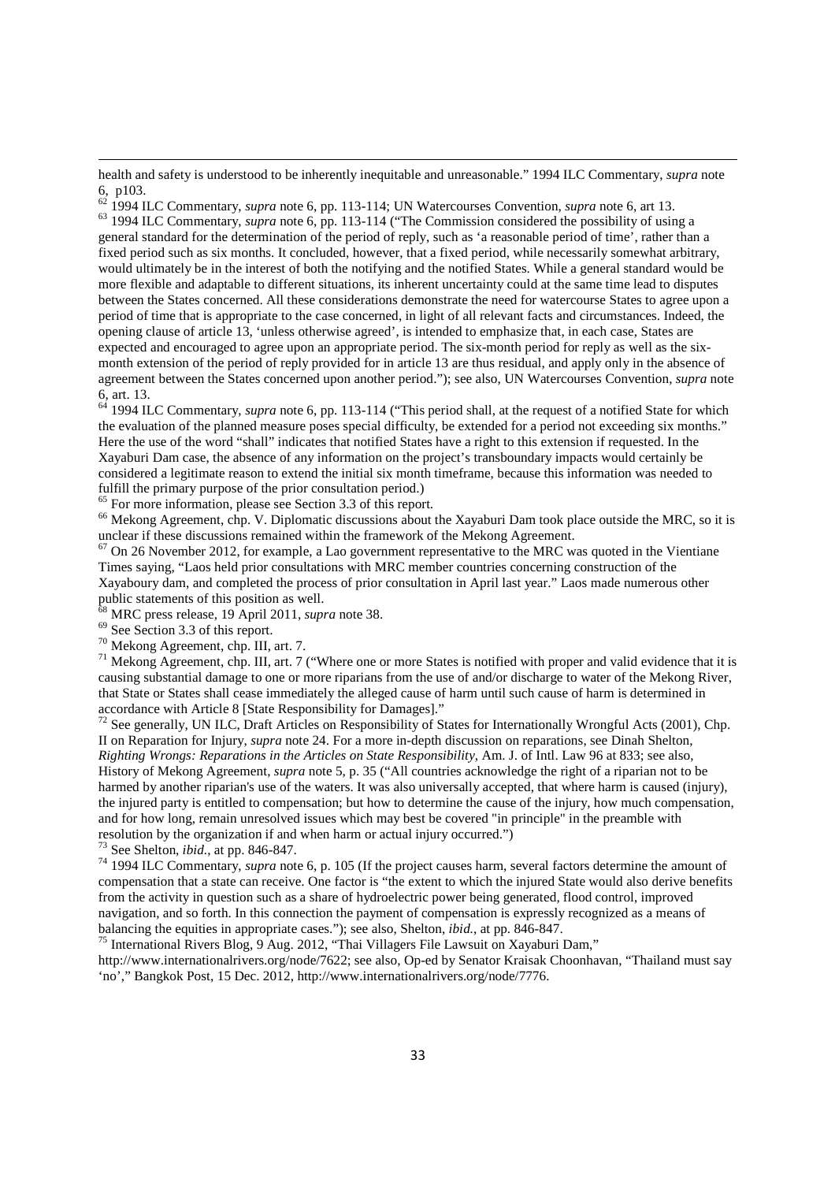health and safety is understood to be inherently inequitable and unreasonable." 1994 ILC Commentary, *supra* note 6, p103.

[62] 1994 ILC Commentary, *supra* note 6, pp. 113-114; UN Watercourses Convention, *supra* note 6, art 13.

[63] 1994 ILC Commentary, *supra* note 6, pp. 113-114 ("The Commission considered the possibility of using a general standard for the determination of the period of reply, such as 'a reasonable period of time', rather than a fixed period such as six months. It concluded, however, that a fixed period, while necessarily somewhat arbitrary, would ultimately be in the interest of both the notifying and the notified States. While a general standard would be more flexible and adaptable to different situations, its inherent uncertainty could at the same time lead to disputes between the States concerned. All these considerations demonstrate the need for watercourse States to agree upon a period of time that is appropriate to the case concerned, in light of all relevant facts and circumstances. Indeed, the opening clause of article 13, 'unless otherwise agreed', is intended to emphasize that, in each case, States are expected and encouraged to agree upon an appropriate period. The six-month period for reply as well as the six-month extension of the period of reply provided for in article 13 are thus residual, and apply only in the absence of agreement between the States concerned upon another period."); see also, UN Watercourses Convention, *supra* note 6, art. 13.

[64] 1994 ILC Commentary, *supra* note 6, pp. 113-114 ("This period shall, at the request of a notified State for which the evaluation of the planned measure poses special difficulty, be extended for a period not exceeding six months." Here the use of the word "shall" indicates that notified States have a right to this extension if requested. In the Xayaburi Dam case, the absence of any information on the project's transboundary impacts would certainly be considered a legitimate reason to extend the initial six month timeframe, because this information was needed to fulfill the primary purpose of the prior consultation period.)

[65] For more information, please see Section 3.3 of this report.

[66] Mekong Agreement, chp. V. Diplomatic discussions about the Xayaburi Dam took place outside the MRC, so it is unclear if these discussions remained within the framework of the Mekong Agreement.

[67] On 26 November 2012, for example, a Lao government representative to the MRC was quoted in the Vientiane Times saying, "Laos held prior consultations with MRC member countries concerning construction of the Xayaboury dam, and completed the process of prior consultation in April last year." Laos made numerous other public statements of this position as well.

[68] MRC press release, 19 April 2011, *supra* note 38.

[69] See Section 3.3 of this report.

[70] Mekong Agreement, chp. III, art. 7.

[71] Mekong Agreement, chp. III, art. 7 ("Where one or more States is notified with proper and valid evidence that it is causing substantial damage to one or more riparians from the use of and/or discharge to water of the Mekong River, that State or States shall cease immediately the alleged cause of harm until such cause of harm is determined in accordance with Article 8 [State Responsibility for Damages]."

[72] See generally, UN ILC, Draft Articles on Responsibility of States for Internationally Wrongful Acts (2001), Chp. II on Reparation for Injury, *supra* note 24. For a more in-depth discussion on reparations, see Dinah Shelton, *Righting Wrongs: Reparations in the Articles on State Responsibility*, Am. J. of Intl. Law 96 at 833; see also, History of Mekong Agreement, *supra* note 5, p. 35 ("All countries acknowledge the right of a riparian not to be harmed by another riparian's use of the waters. It was also universally accepted, that where harm is caused (injury), the injured party is entitled to compensation; but how to determine the cause of the injury, how much compensation, and for how long, remain unresolved issues which may best be covered "in principle" in the preamble with resolution by the organization if and when harm or actual injury occurred.")

[73] See Shelton, *ibid.*, at pp. 846-847.

[74] 1994 ILC Commentary, *supra* note 6, p. 105 (If the project causes harm, several factors determine the amount of compensation that a state can receive. One factor is "the extent to which the injured State would also derive benefits from the activity in question such as a share of hydroelectric power being generated, flood control, improved navigation, and so forth. In this connection the payment of compensation is expressly recognized as a means of balancing the equities in appropriate cases."); see also, Shelton, *ibid.*, at pp. 846-847.

[75] International Rivers Blog, 9 Aug. 2012, "Thai Villagers File Lawsuit on Xayaburi Dam," http://www.internationalrivers.org/node/7622; see also, Op-ed by Senator Kraisak Choonhavan, "Thailand must say 'no'," Bangkok Post, 15 Dec. 2012, http://www.internationalrivers.org/node/7776.